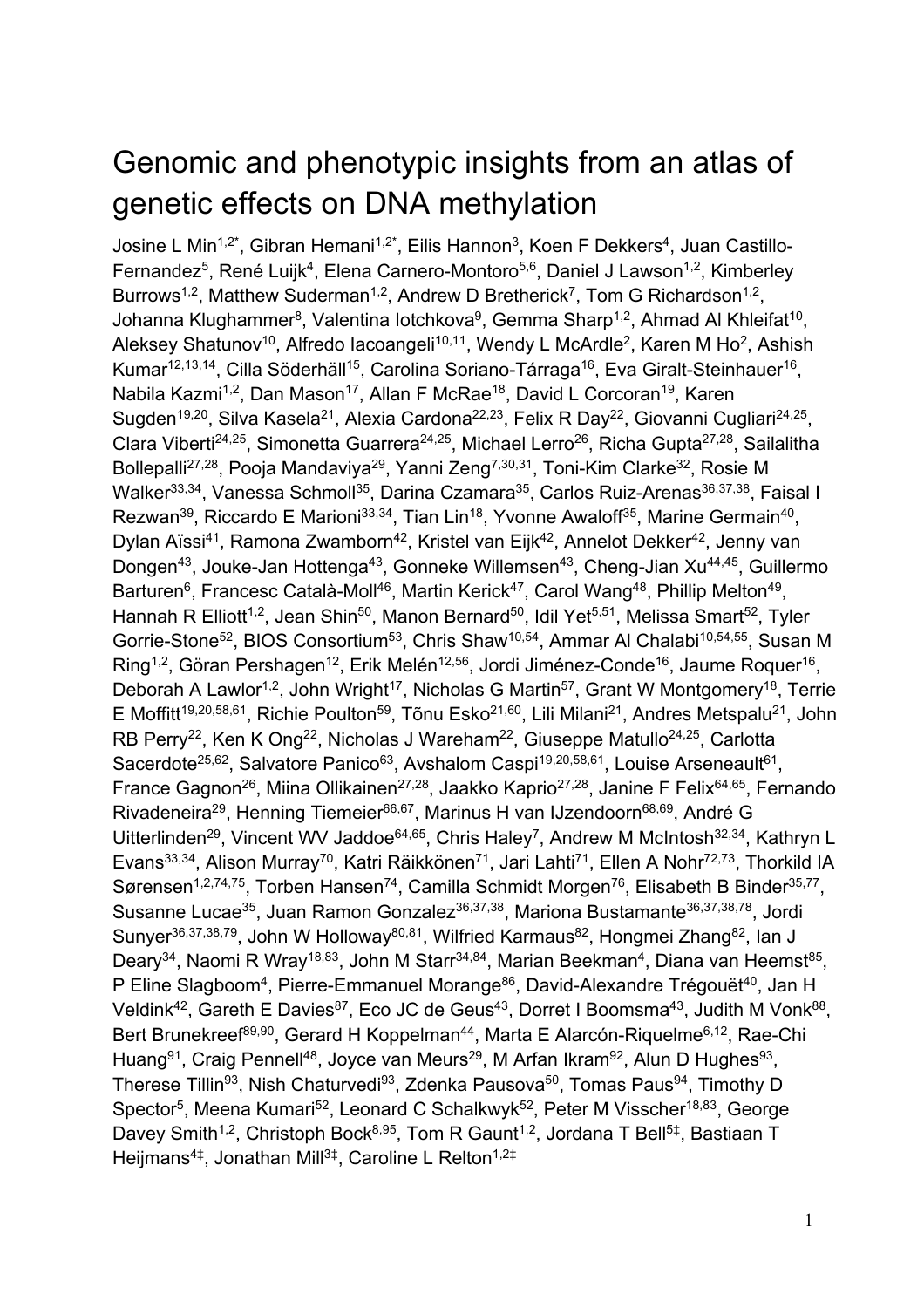# Genomic and phenotypic insights from an atlas of genetic effects on DNA methylation

Josine L Min[1,2*], Gibran Hemani[1,2*], Eilis Hannon[3], Koen F Dekkers[4], Juan Castillo-Fernandez[5], René Luijk[4], Elena Carnero-Montoro[5,6], Daniel J Lawson[1,2], Kimberley Burrows[1,2], Matthew Suderman[1,2], Andrew D Bretherick[7], Tom G Richardson[1,2], Johanna Klughammer[8], Valentina Iotchkova[9], Gemma Sharp[1,2], Ahmad Al Khleifat[10], Aleksey Shatunov[10], Alfredo Iacoangeli[10,11], Wendy L McArdle[2], Karen M Ho[2], Ashish Kumar[12,13,14], Cilla Söderhäll[15], Carolina Soriano-Tárraga[16], Eva Giralt-Steinhauer[16], Nabila Kazmi[1,2], Dan Mason[17], Allan F McRae[18], David L Corcoran[19], Karen Sugden[19,20], Silva Kasela[21], Alexia Cardona[22,23], Felix R Day[22], Giovanni Cugliari[24,25], Clara Viberti[24,25], Simonetta Guarrera[24,25], Michael Lerro[26], Richa Gupta[27,28], Sailalitha Bollepalli[27,28], Pooja Mandaviya[29], Yanni Zeng[7,30,31], Toni-Kim Clarke[32], Rosie M Walker[33,34], Vanessa Schmoll[35], Darina Czamara[35], Carlos Ruiz-Arenas[36,37,38], Faisal I Rezwan[39], Riccardo E Marioni[33,34], Tian Lin[18], Yvonne Awaloff[35], Marine Germain[40], Dylan Aïssi[41], Ramona Zwamborn[42], Kristel van Eijk[42], Annelot Dekker[42], Jenny van Dongen[43], Jouke-Jan Hottenga[43], Gonneke Willemsen[43], Cheng-Jian Xu[44,45], Guillermo Barturen[6], Francesc Català-Moll[46], Martin Kerick[47], Carol Wang[48], Phillip Melton[49], Hannah R Elliott[1,2], Jean Shin[50], Manon Bernard[50], Idil Yet[5,51], Melissa Smart[52], Tyler Gorrie-Stone[52], BIOS Consortium[53], Chris Shaw[10,54], Ammar Al Chalabi[10,54,55], Susan M Ring[1,2], Göran Pershagen[12], Erik Melén[12,56], Jordi Jiménez-Conde[16], Jaume Roquer[16], Deborah A Lawlor[1,2], John Wright[17], Nicholas G Martin[57], Grant W Montgomery[18], Terrie E Moffitt[19,20,58,61], Richie Poulton[59], Tõnu Esko[21,60], Lili Milani[21], Andres Metspalu[21], John RB Perry[22], Ken K Ong[22], Nicholas J Wareham[22], Giuseppe Matullo[24,25], Carlotta Sacerdote[25,62], Salvatore Panico[63], Avshalom Caspi[19,20,58,61], Louise Arseneault[61], France Gagnon[26], Miina Ollikainen[27,28], Jaakko Kaprio[27,28], Janine F Felix[64,65], Fernando Rivadeneira[29], Henning Tiemeier[66,67], Marinus H van IJzendoorn[68,69], André G Uitterlinden[29], Vincent WV Jaddoe[64,65], Chris Haley[7], Andrew M McIntosh[32,34], Kathryn L Evans[33,34], Alison Murray[70], Katri Räikkönen[71], Jari Lahti[71], Ellen A Nohr[72,73], Thorkild IA Sørensen[1,2,74,75], Torben Hansen[74], Camilla Schmidt Morgen[76], Elisabeth B Binder[35,77], Susanne Lucae[35], Juan Ramon Gonzalez[36,37,38], Mariona Bustamante[36,37,38,78], Jordi Sunyer[36,37,38,79], John W Holloway[80,81], Wilfried Karmaus[82], Hongmei Zhang[82], Ian J Deary[34], Naomi R Wray[18,83], John M Starr[34,84], Marian Beekman[4], Diana van Heemst[85], P Eline Slagboom[4], Pierre-Emmanuel Morange[86], David-Alexandre Trégouët[40], Jan H Veldink[42], Gareth E Davies[87], Eco JC de Geus[43], Dorret I Boomsma[43], Judith M Vonk[88], Bert Brunekreef[89,90], Gerard H Koppelman[44], Marta E Alarcón-Riquelme[6,12], Rae-Chi Huang[91], Craig Pennell[48], Joyce van Meurs[29], M Arfan Ikram[92], Alun D Hughes[93], Therese Tillin[93], Nish Chaturvedi[93], Zdenka Pausova[50], Tomas Paus[94], Timothy D Spector[5], Meena Kumari[52], Leonard C Schalkwyk[52], Peter M Visscher[18,83], George Davey Smith[1,2], Christoph Bock[8,95], Tom R Gaunt[1,2], Jordana T Bell[5‡], Bastiaan T Heijmans[4‡], Jonathan Mill[3‡], Caroline L Relton[1,2‡]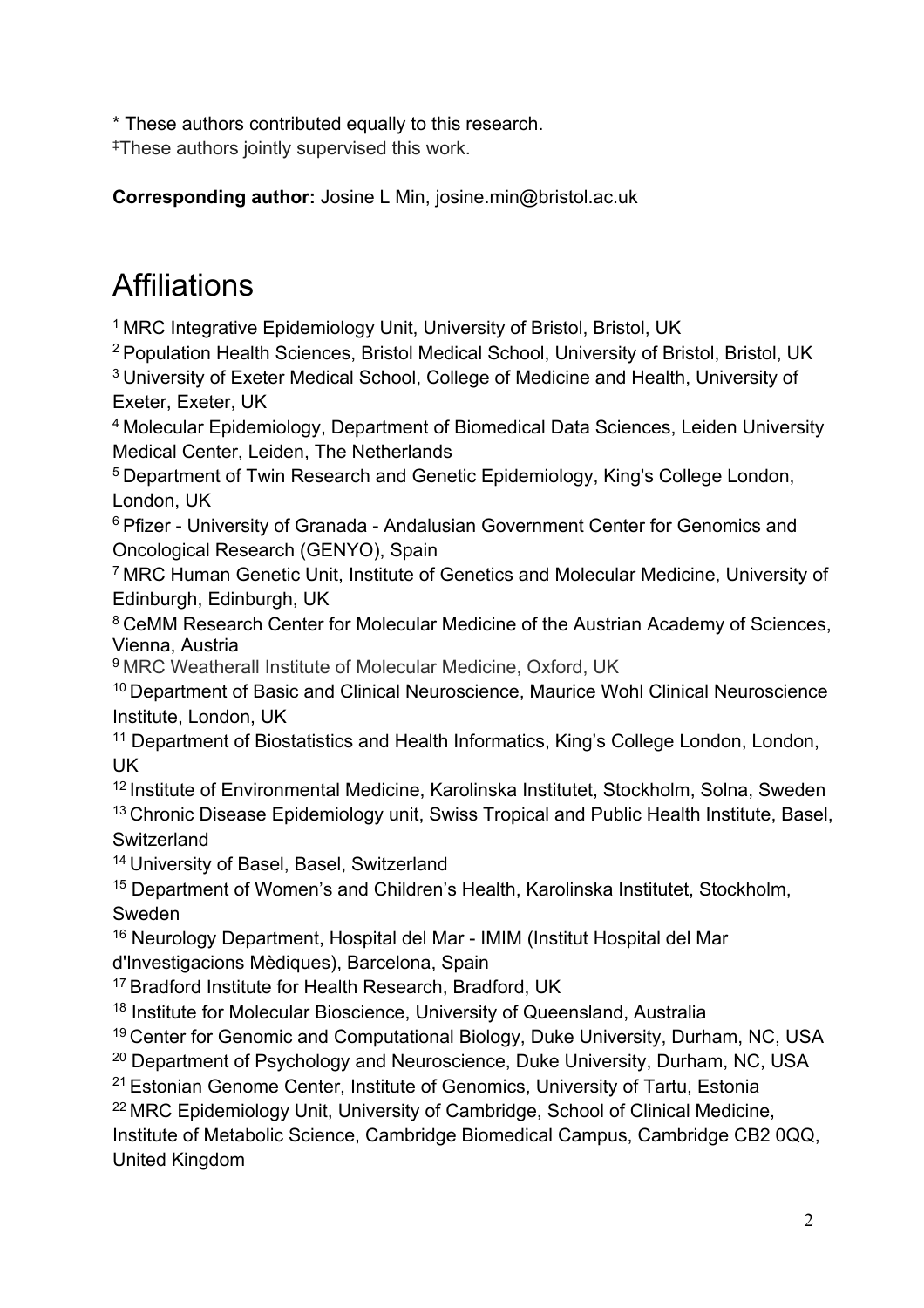* These authors contributed equally to this research.
‡These authors jointly supervised this work.

**Corresponding author:** Josine L Min, josine.min@bristol.ac.uk

# Affiliations

[1] MRC Integrative Epidemiology Unit, University of Bristol, Bristol, UK
[2] Population Health Sciences, Bristol Medical School, University of Bristol, Bristol, UK
[3] University of Exeter Medical School, College of Medicine and Health, University of Exeter, Exeter, UK
[4] Molecular Epidemiology, Department of Biomedical Data Sciences, Leiden University Medical Center, Leiden, The Netherlands
[5] Department of Twin Research and Genetic Epidemiology, King's College London, London, UK
[6] Pfizer - University of Granada - Andalusian Government Center for Genomics and Oncological Research (GENYO), Spain
[7] MRC Human Genetic Unit, Institute of Genetics and Molecular Medicine, University of Edinburgh, Edinburgh, UK
[8] CeMM Research Center for Molecular Medicine of the Austrian Academy of Sciences, Vienna, Austria
[9] MRC Weatherall Institute of Molecular Medicine, Oxford, UK
[10] Department of Basic and Clinical Neuroscience, Maurice Wohl Clinical Neuroscience Institute, London, UK
[11] Department of Biostatistics and Health Informatics, King's College London, London, UK
[12] Institute of Environmental Medicine, Karolinska Institutet, Stockholm, Solna, Sweden
[13] Chronic Disease Epidemiology unit, Swiss Tropical and Public Health Institute, Basel, Switzerland
[14] University of Basel, Basel, Switzerland
[15] Department of Women's and Children's Health, Karolinska Institutet, Stockholm, Sweden
[16] Neurology Department, Hospital del Mar - IMIM (Institut Hospital del Mar d'Investigacions Mèdiques), Barcelona, Spain
[17] Bradford Institute for Health Research, Bradford, UK
[18] Institute for Molecular Bioscience, University of Queensland, Australia
[19] Center for Genomic and Computational Biology, Duke University, Durham, NC, USA
[20] Department of Psychology and Neuroscience, Duke University, Durham, NC, USA
[21] Estonian Genome Center, Institute of Genomics, University of Tartu, Estonia
[22] MRC Epidemiology Unit, University of Cambridge, School of Clinical Medicine, Institute of Metabolic Science, Cambridge Biomedical Campus, Cambridge CB2 0QQ, United Kingdom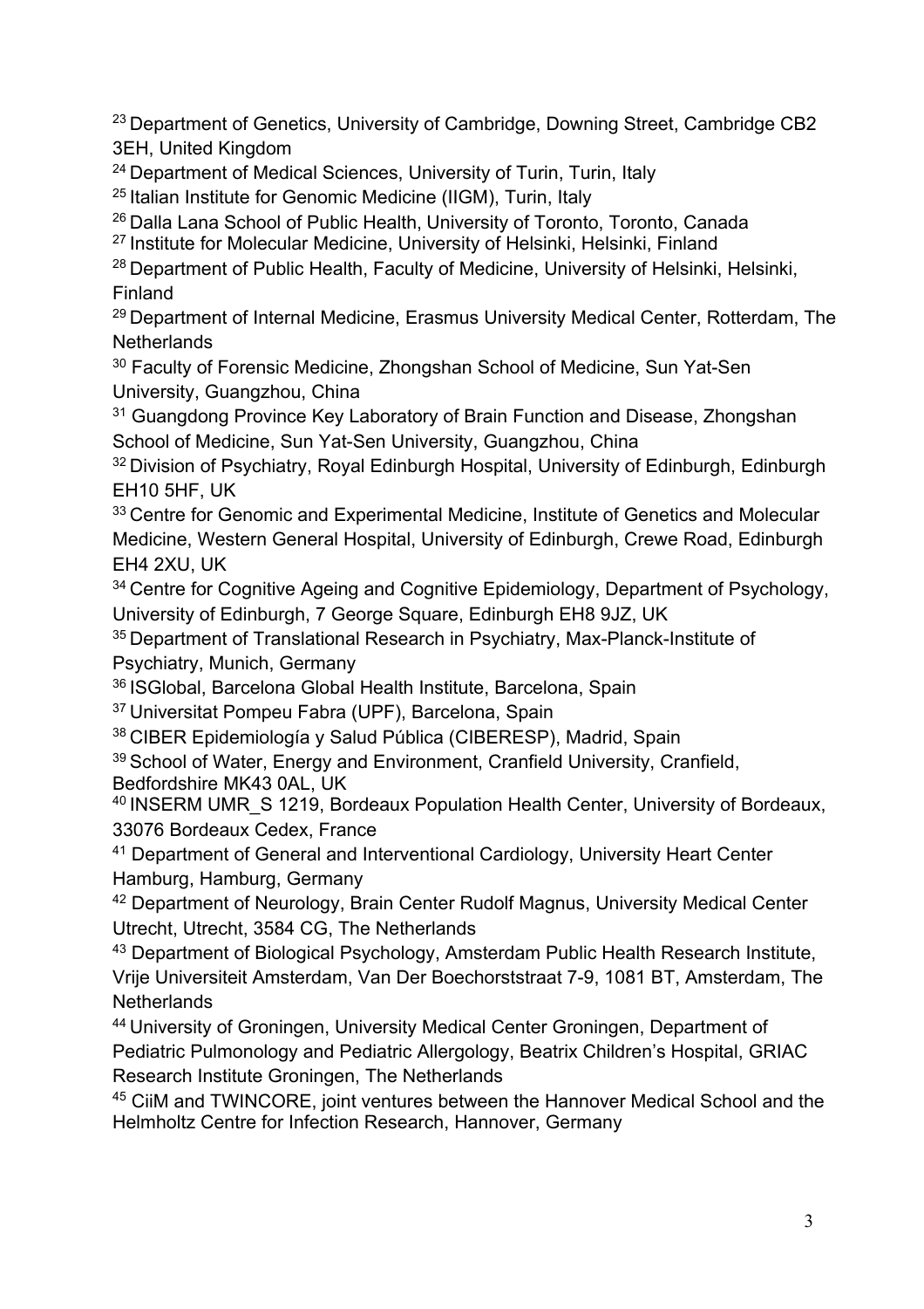[23] Department of Genetics, University of Cambridge, Downing Street, Cambridge CB2 3EH, United Kingdom

[24] Department of Medical Sciences, University of Turin, Turin, Italy

[25] Italian Institute for Genomic Medicine (IIGM), Turin, Italy

[26] Dalla Lana School of Public Health, University of Toronto, Toronto, Canada

[27] Institute for Molecular Medicine, University of Helsinki, Helsinki, Finland

[28] Department of Public Health, Faculty of Medicine, University of Helsinki, Helsinki, Finland

[29] Department of Internal Medicine, Erasmus University Medical Center, Rotterdam, The Netherlands

[30] Faculty of Forensic Medicine, Zhongshan School of Medicine, Sun Yat-Sen University, Guangzhou, China

[31] Guangdong Province Key Laboratory of Brain Function and Disease, Zhongshan School of Medicine, Sun Yat-Sen University, Guangzhou, China

[32] Division of Psychiatry, Royal Edinburgh Hospital, University of Edinburgh, Edinburgh EH10 5HF, UK

[33] Centre for Genomic and Experimental Medicine, Institute of Genetics and Molecular Medicine, Western General Hospital, University of Edinburgh, Crewe Road, Edinburgh EH4 2XU, UK

[34] Centre for Cognitive Ageing and Cognitive Epidemiology, Department of Psychology, University of Edinburgh, 7 George Square, Edinburgh EH8 9JZ, UK

[35] Department of Translational Research in Psychiatry, Max-Planck-Institute of Psychiatry, Munich, Germany

[36] ISGlobal, Barcelona Global Health Institute, Barcelona, Spain

[37] Universitat Pompeu Fabra (UPF), Barcelona, Spain

[38] CIBER Epidemiología y Salud Pública (CIBERESP), Madrid, Spain

[39] School of Water, Energy and Environment, Cranfield University, Cranfield, Bedfordshire MK43 0AL, UK

[40] INSERM UMR_S 1219, Bordeaux Population Health Center, University of Bordeaux, 33076 Bordeaux Cedex, France

[41] Department of General and Interventional Cardiology, University Heart Center Hamburg, Hamburg, Germany

[42] Department of Neurology, Brain Center Rudolf Magnus, University Medical Center Utrecht, Utrecht, 3584 CG, The Netherlands

[43] Department of Biological Psychology, Amsterdam Public Health Research Institute, Vrije Universiteit Amsterdam, Van Der Boechorststraat 7-9, 1081 BT, Amsterdam, The Netherlands

[44] University of Groningen, University Medical Center Groningen, Department of Pediatric Pulmonology and Pediatric Allergology, Beatrix Children's Hospital, GRIAC Research Institute Groningen, The Netherlands

[45] CiiM and TWINCORE, joint ventures between the Hannover Medical School and the Helmholtz Centre for Infection Research, Hannover, Germany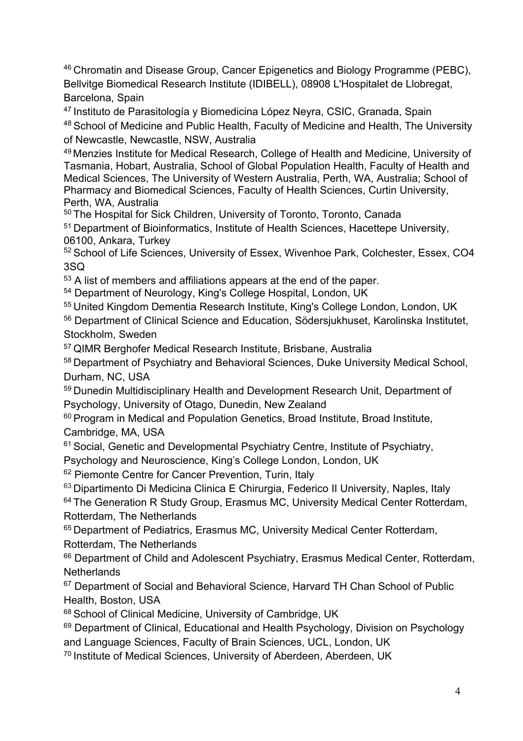[46] Chromatin and Disease Group, Cancer Epigenetics and Biology Programme (PEBC), Bellvitge Biomedical Research Institute (IDIBELL), 08908 L'Hospitalet de Llobregat, Barcelona, Spain

[47] Instituto de Parasitología y Biomedicina López Neyra, CSIC, Granada, Spain

[48] School of Medicine and Public Health, Faculty of Medicine and Health, The University of Newcastle, Newcastle, NSW, Australia

[49] Menzies Institute for Medical Research, College of Health and Medicine, University of Tasmania, Hobart, Australia, School of Global Population Health, Faculty of Health and Medical Sciences, The University of Western Australia, Perth, WA, Australia; School of Pharmacy and Biomedical Sciences, Faculty of Health Sciences, Curtin University, Perth, WA, Australia

[50] The Hospital for Sick Children, University of Toronto, Toronto, Canada

[51] Department of Bioinformatics, Institute of Health Sciences, Hacettepe University, 06100, Ankara, Turkey

[52] School of Life Sciences, University of Essex, Wivenhoe Park, Colchester, Essex, CO4 3SQ

[53] A list of members and affiliations appears at the end of the paper.

[54] Department of Neurology, King's College Hospital, London, UK

[55] United Kingdom Dementia Research Institute, King's College London, London, UK

[56] Department of Clinical Science and Education, Södersjukhuset, Karolinska Institutet, Stockholm, Sweden

[57] QIMR Berghofer Medical Research Institute, Brisbane, Australia

[58] Department of Psychiatry and Behavioral Sciences, Duke University Medical School, Durham, NC, USA

[59] Dunedin Multidisciplinary Health and Development Research Unit, Department of Psychology, University of Otago, Dunedin, New Zealand

[60] Program in Medical and Population Genetics, Broad Institute, Broad Institute, Cambridge, MA, USA

[61] Social, Genetic and Developmental Psychiatry Centre, Institute of Psychiatry, Psychology and Neuroscience, King's College London, London, UK

[62] Piemonte Centre for Cancer Prevention, Turin, Italy

[63] Dipartimento Di Medicina Clinica E Chirurgia, Federico II University, Naples, Italy

[64] The Generation R Study Group, Erasmus MC, University Medical Center Rotterdam, Rotterdam, The Netherlands

[65] Department of Pediatrics, Erasmus MC, University Medical Center Rotterdam, Rotterdam, The Netherlands

[66] Department of Child and Adolescent Psychiatry, Erasmus Medical Center, Rotterdam, Netherlands

[67] Department of Social and Behavioral Science, Harvard TH Chan School of Public Health, Boston, USA

[68] School of Clinical Medicine, University of Cambridge, UK

[69] Department of Clinical, Educational and Health Psychology, Division on Psychology and Language Sciences, Faculty of Brain Sciences, UCL, London, UK

[70] Institute of Medical Sciences, University of Aberdeen, Aberdeen, UK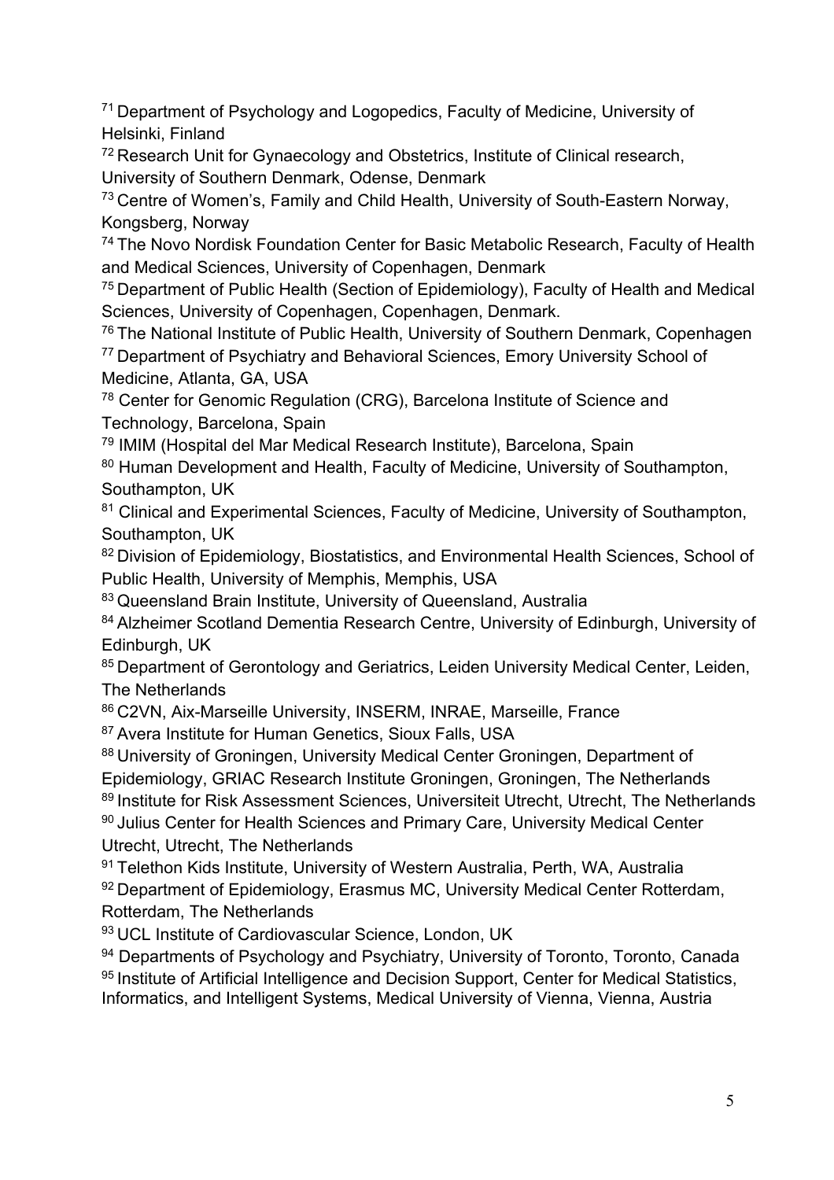[71] Department of Psychology and Logopedics, Faculty of Medicine, University of Helsinki, Finland

[72] Research Unit for Gynaecology and Obstetrics, Institute of Clinical research, University of Southern Denmark, Odense, Denmark

[73] Centre of Women's, Family and Child Health, University of South-Eastern Norway, Kongsberg, Norway

[74] The Novo Nordisk Foundation Center for Basic Metabolic Research, Faculty of Health and Medical Sciences, University of Copenhagen, Denmark

[75] Department of Public Health (Section of Epidemiology), Faculty of Health and Medical Sciences, University of Copenhagen, Copenhagen, Denmark.

[76] The National Institute of Public Health, University of Southern Denmark, Copenhagen

[77] Department of Psychiatry and Behavioral Sciences, Emory University School of Medicine, Atlanta, GA, USA

[78] Center for Genomic Regulation (CRG), Barcelona Institute of Science and Technology, Barcelona, Spain

[79] IMIM (Hospital del Mar Medical Research Institute), Barcelona, Spain

[80] Human Development and Health, Faculty of Medicine, University of Southampton, Southampton, UK

[81] Clinical and Experimental Sciences, Faculty of Medicine, University of Southampton, Southampton, UK

[82] Division of Epidemiology, Biostatistics, and Environmental Health Sciences, School of Public Health, University of Memphis, Memphis, USA

[83] Queensland Brain Institute, University of Queensland, Australia

[84] Alzheimer Scotland Dementia Research Centre, University of Edinburgh, University of Edinburgh, UK

[85] Department of Gerontology and Geriatrics, Leiden University Medical Center, Leiden, The Netherlands

[86] C2VN, Aix-Marseille University, INSERM, INRAE, Marseille, France

[87] Avera Institute for Human Genetics, Sioux Falls, USA

[88] University of Groningen, University Medical Center Groningen, Department of Epidemiology, GRIAC Research Institute Groningen, Groningen, The Netherlands

[89] Institute for Risk Assessment Sciences, Universiteit Utrecht, Utrecht, The Netherlands

[90] Julius Center for Health Sciences and Primary Care, University Medical Center Utrecht, Utrecht, The Netherlands

[91] Telethon Kids Institute, University of Western Australia, Perth, WA, Australia

[92] Department of Epidemiology, Erasmus MC, University Medical Center Rotterdam, Rotterdam, The Netherlands

[93] UCL Institute of Cardiovascular Science, London, UK

[94] Departments of Psychology and Psychiatry, University of Toronto, Toronto, Canada

[95] Institute of Artificial Intelligence and Decision Support, Center for Medical Statistics, Informatics, and Intelligent Systems, Medical University of Vienna, Vienna, Austria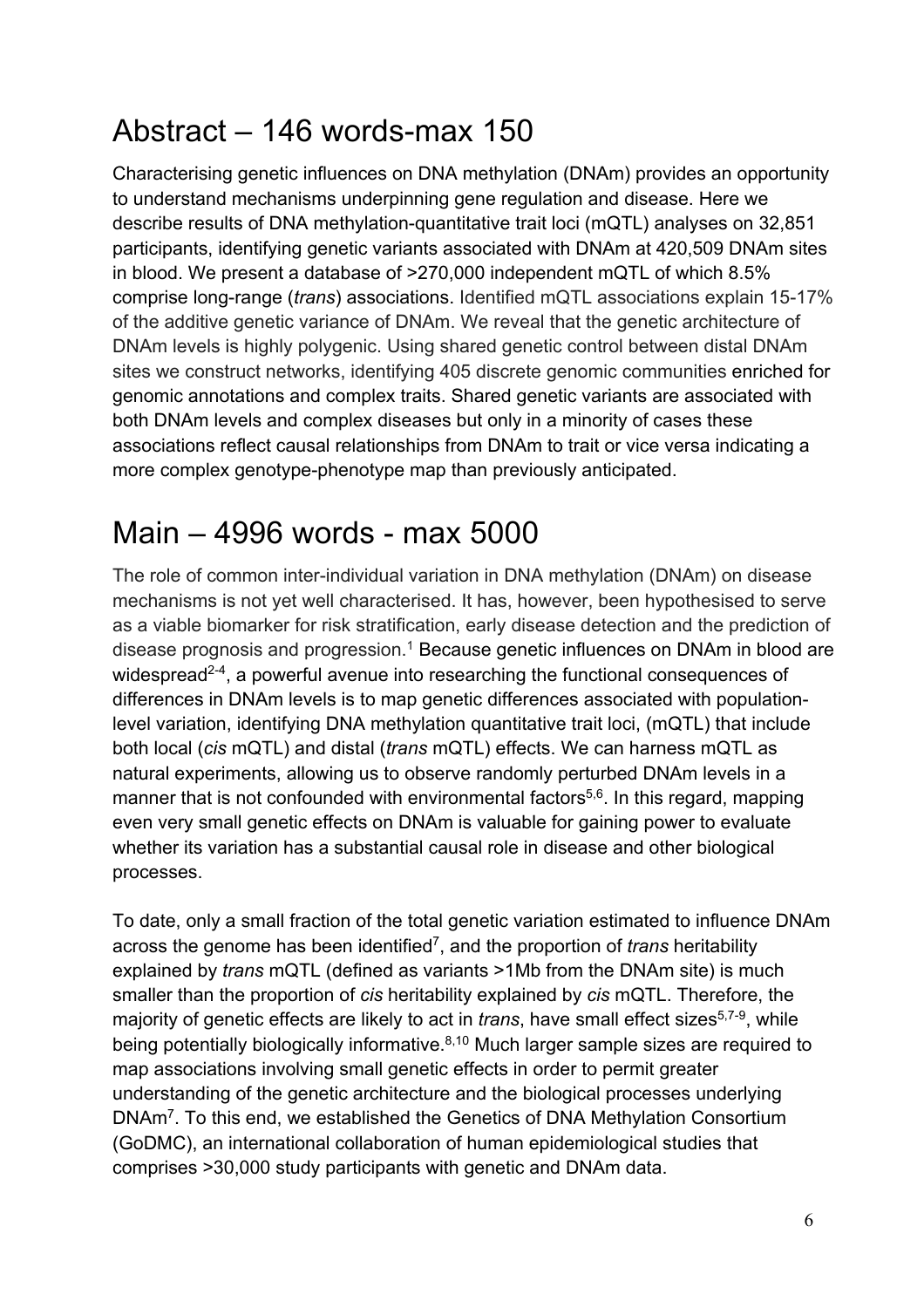# Abstract – 146 words-max 150

Characterising genetic influences on DNA methylation (DNAm) provides an opportunity to understand mechanisms underpinning gene regulation and disease. Here we describe results of DNA methylation-quantitative trait loci (mQTL) analyses on 32,851 participants, identifying genetic variants associated with DNAm at 420,509 DNAm sites in blood. We present a database of >270,000 independent mQTL of which 8.5% comprise long-range (*trans*) associations. Identified mQTL associations explain 15-17% of the additive genetic variance of DNAm. We reveal that the genetic architecture of DNAm levels is highly polygenic. Using shared genetic control between distal DNAm sites we construct networks, identifying 405 discrete genomic communities enriched for genomic annotations and complex traits. Shared genetic variants are associated with both DNAm levels and complex diseases but only in a minority of cases these associations reflect causal relationships from DNAm to trait or vice versa indicating a more complex genotype-phenotype map than previously anticipated.

# Main – 4996 words - max 5000

The role of common inter-individual variation in DNA methylation (DNAm) on disease mechanisms is not yet well characterised. It has, however, been hypothesised to serve as a viable biomarker for risk stratification, early disease detection and the prediction of disease prognosis and progression.[1] Because genetic influences on DNAm in blood are widespread[2-4], a powerful avenue into researching the functional consequences of differences in DNAm levels is to map genetic differences associated with population-level variation, identifying DNA methylation quantitative trait loci, (mQTL) that include both local (*cis* mQTL) and distal (*trans* mQTL) effects. We can harness mQTL as natural experiments, allowing us to observe randomly perturbed DNAm levels in a manner that is not confounded with environmental factors[5,6]. In this regard, mapping even very small genetic effects on DNAm is valuable for gaining power to evaluate whether its variation has a substantial causal role in disease and other biological processes.

To date, only a small fraction of the total genetic variation estimated to influence DNAm across the genome has been identified[7], and the proportion of *trans* heritability explained by *trans* mQTL (defined as variants >1Mb from the DNAm site) is much smaller than the proportion of *cis* heritability explained by *cis* mQTL. Therefore, the majority of genetic effects are likely to act in *trans*, have small effect sizes[5,7-9], while being potentially biologically informative.[8,10] Much larger sample sizes are required to map associations involving small genetic effects in order to permit greater understanding of the genetic architecture and the biological processes underlying DNAm[7]. To this end, we established the Genetics of DNA Methylation Consortium (GoDMC), an international collaboration of human epidemiological studies that comprises >30,000 study participants with genetic and DNAm data.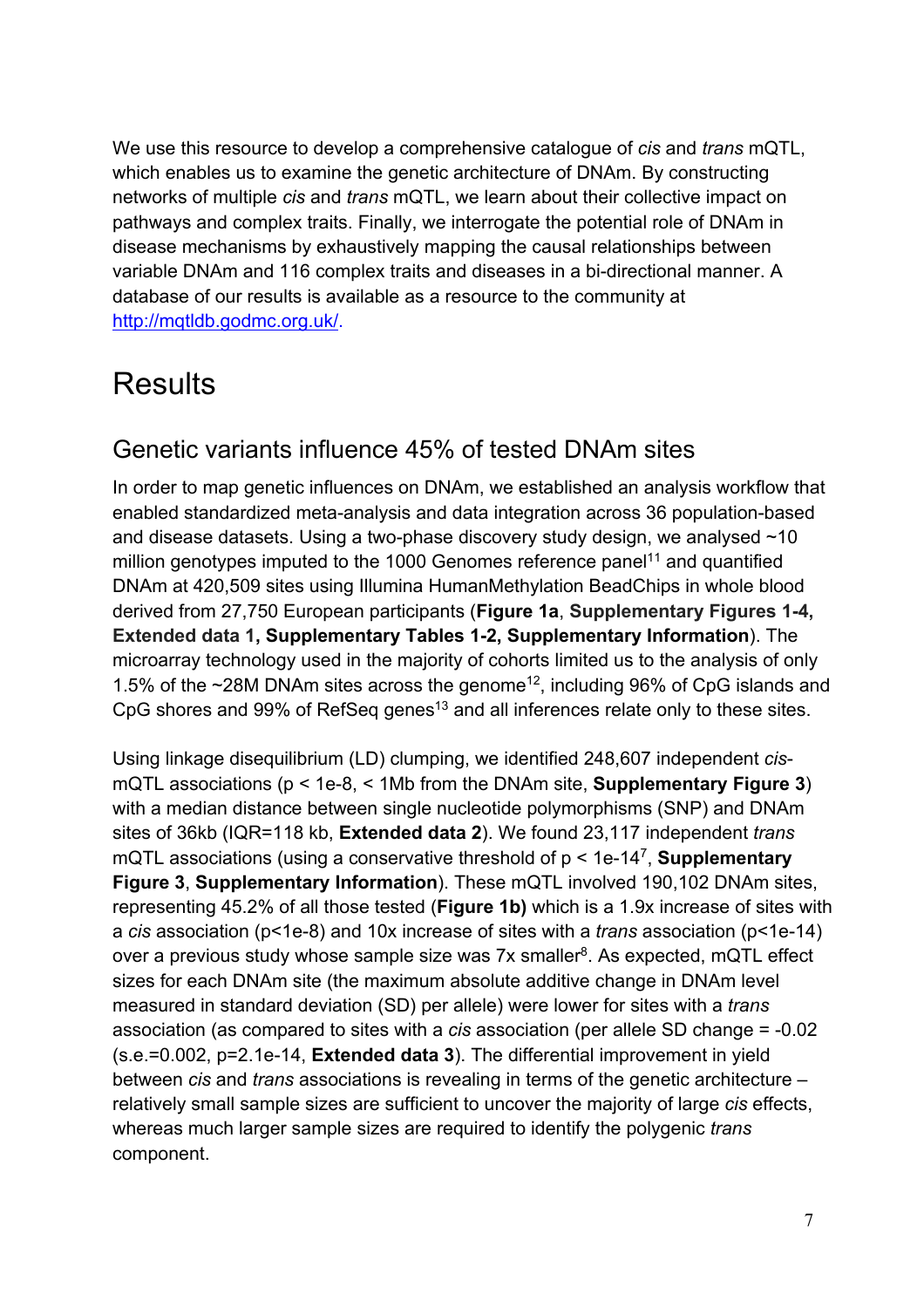We use this resource to develop a comprehensive catalogue of *cis* and *trans* mQTL, which enables us to examine the genetic architecture of DNAm. By constructing networks of multiple *cis* and *trans* mQTL, we learn about their collective impact on pathways and complex traits. Finally, we interrogate the potential role of DNAm in disease mechanisms by exhaustively mapping the causal relationships between variable DNAm and 116 complex traits and diseases in a bi-directional manner. A database of our results is available as a resource to the community at http://mqtldb.godmc.org.uk/.

# Results

## Genetic variants influence 45% of tested DNAm sites

In order to map genetic influences on DNAm, we established an analysis workflow that enabled standardized meta-analysis and data integration across 36 population-based and disease datasets. Using a two-phase discovery study design, we analysed ~10 million genotypes imputed to the 1000 Genomes reference panel[11] and quantified DNAm at 420,509 sites using Illumina HumanMethylation BeadChips in whole blood derived from 27,750 European participants (**Figure 1a**, **Supplementary Figures 1-4, Extended data 1, Supplementary Tables 1-2, Supplementary Information**). The microarray technology used in the majority of cohorts limited us to the analysis of only 1.5% of the ~28M DNAm sites across the genome[12], including 96% of CpG islands and CpG shores and 99% of RefSeq genes[13] and all inferences relate only to these sites.

Using linkage disequilibrium (LD) clumping, we identified 248,607 independent *cis*-mQTL associations ($p < 1e\text{-}8$, < 1Mb from the DNAm site, **Supplementary Figure 3**) with a median distance between single nucleotide polymorphisms (SNP) and DNAm sites of 36kb (IQR=118 kb, **Extended data 2**). We found 23,117 independent *trans* mQTL associations (using a conservative threshold of $p < 1e\text{-}14$[7], **Supplementary Figure 3**, **Supplementary Information**). These mQTL involved 190,102 DNAm sites, representing 45.2% of all those tested (**Figure 1b)** which is a 1.9x increase of sites with a *cis* association ($p<1e\text{-}8$) and 10x increase of sites with a *trans* association ($p<1e\text{-}14$) over a previous study whose sample size was 7x smaller[8]. As expected, mQTL effect sizes for each DNAm site (the maximum absolute additive change in DNAm level measured in standard deviation (SD) per allele) were lower for sites with a *trans* association (as compared to sites with a *cis* association (per allele SD change = -0.02 (s.e.=0.002, p=2.1e-14, **Extended data 3**). The differential improvement in yield between *cis* and *trans* associations is revealing in terms of the genetic architecture – relatively small sample sizes are sufficient to uncover the majority of large *cis* effects, whereas much larger sample sizes are required to identify the polygenic *trans* component.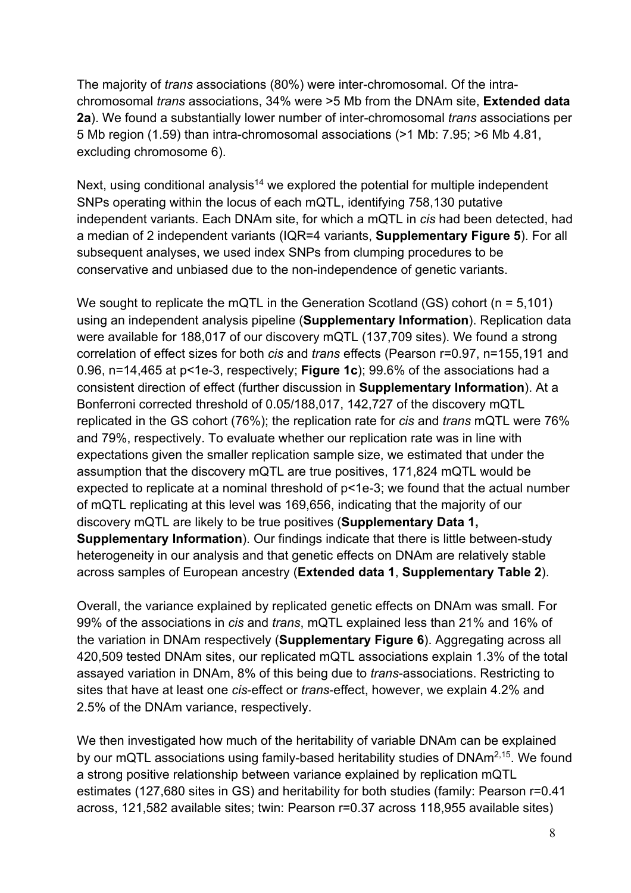The majority of *trans* associations (80%) were inter-chromosomal. Of the intra-chromosomal *trans* associations, 34% were >5 Mb from the DNAm site, **Extended data 2a**). We found a substantially lower number of inter-chromosomal *trans* associations per 5 Mb region (1.59) than intra-chromosomal associations (>1 Mb: 7.95; >6 Mb 4.81, excluding chromosome 6).

Next, using conditional analysis[14] we explored the potential for multiple independent SNPs operating within the locus of each mQTL, identifying 758,130 putative independent variants. Each DNAm site, for which a mQTL in *cis* had been detected, had a median of 2 independent variants (IQR=4 variants, **Supplementary Figure 5**). For all subsequent analyses, we used index SNPs from clumping procedures to be conservative and unbiased due to the non-independence of genetic variants.

We sought to replicate the mQTL in the Generation Scotland (GS) cohort (n = 5,101) using an independent analysis pipeline (**Supplementary Information**). Replication data were available for 188,017 of our discovery mQTL (137,709 sites). We found a strong correlation of effect sizes for both *cis* and *trans* effects (Pearson r=0.97, n=155,191 and 0.96, n=14,465 at p<1e-3, respectively; **Figure 1c**); 99.6% of the associations had a consistent direction of effect (further discussion in **Supplementary Information**). At a Bonferroni corrected threshold of 0.05/188,017, 142,727 of the discovery mQTL replicated in the GS cohort (76%); the replication rate for *cis* and *trans* mQTL were 76% and 79%, respectively. To evaluate whether our replication rate was in line with expectations given the smaller replication sample size, we estimated that under the assumption that the discovery mQTL are true positives, 171,824 mQTL would be expected to replicate at a nominal threshold of p<1e-3; we found that the actual number of mQTL replicating at this level was 169,656, indicating that the majority of our discovery mQTL are likely to be true positives (**Supplementary Data 1, Supplementary Information**). Our findings indicate that there is little between-study heterogeneity in our analysis and that genetic effects on DNAm are relatively stable across samples of European ancestry (**Extended data 1**, **Supplementary Table 2**).

Overall, the variance explained by replicated genetic effects on DNAm was small. For 99% of the associations in *cis* and *trans*, mQTL explained less than 21% and 16% of the variation in DNAm respectively (**Supplementary Figure 6**). Aggregating across all 420,509 tested DNAm sites, our replicated mQTL associations explain 1.3% of the total assayed variation in DNAm, 8% of this being due to *trans*-associations. Restricting to sites that have at least one *cis*-effect or *trans*-effect, however, we explain 4.2% and 2.5% of the DNAm variance, respectively.

We then investigated how much of the heritability of variable DNAm can be explained by our mQTL associations using family-based heritability studies of DNAm[2,15]. We found a strong positive relationship between variance explained by replication mQTL estimates (127,680 sites in GS) and heritability for both studies (family: Pearson r=0.41 across, 121,582 available sites; twin: Pearson r=0.37 across 118,955 available sites)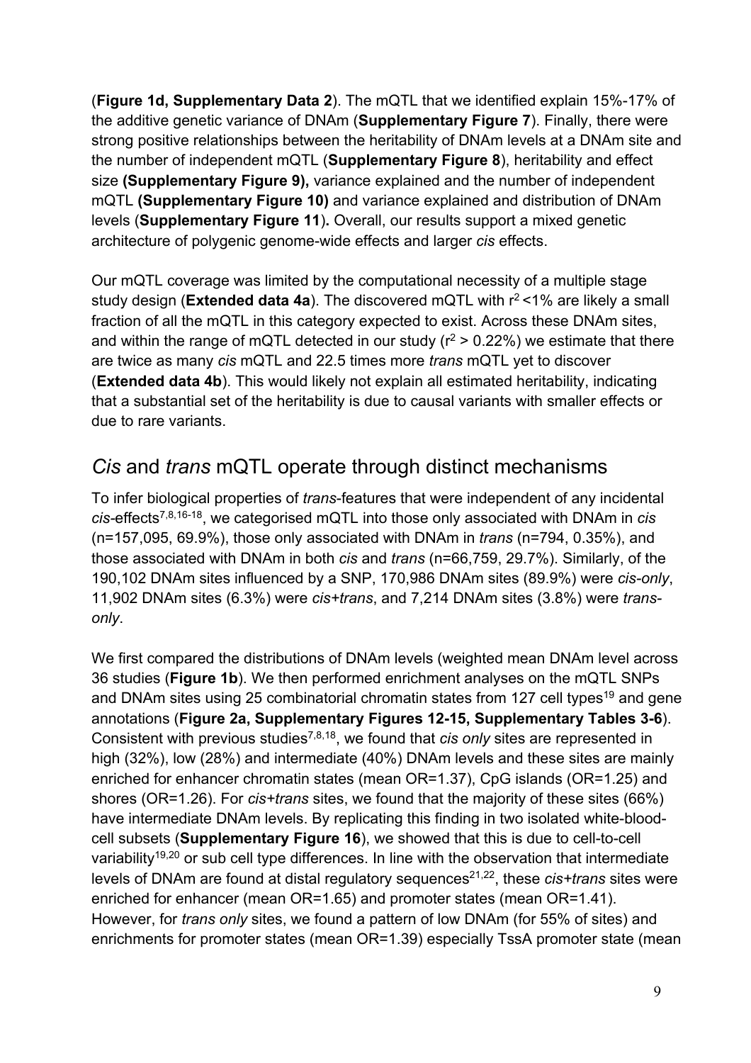(**Figure 1d, Supplementary Data 2**). The mQTL that we identified explain 15%-17% of the additive genetic variance of DNAm (**Supplementary Figure 7**). Finally, there were strong positive relationships between the heritability of DNAm levels at a DNAm site and the number of independent mQTL (**Supplementary Figure 8**), heritability and effect size **(Supplementary Figure 9),** variance explained and the number of independent mQTL **(Supplementary Figure 10)** and variance explained and distribution of DNAm levels (**Supplementary Figure 11**)**.** Overall, our results support a mixed genetic architecture of polygenic genome-wide effects and larger *cis* effects.

Our mQTL coverage was limited by the computational necessity of a multiple stage study design (**Extended data 4a**). The discovered mQTL with $r^2$ <1% are likely a small fraction of all the mQTL in this category expected to exist. Across these DNAm sites, and within the range of mQTL detected in our study ($r^2$ > 0.22%) we estimate that there are twice as many *cis* mQTL and 22.5 times more *trans* mQTL yet to discover (**Extended data 4b**). This would likely not explain all estimated heritability, indicating that a substantial set of the heritability is due to causal variants with smaller effects or due to rare variants.

## *Cis* and *trans* mQTL operate through distinct mechanisms

To infer biological properties of *trans*-features that were independent of any incidental *cis*-effects[7,8,16-18], we categorised mQTL into those only associated with DNAm in *cis* (n=157,095, 69.9%), those only associated with DNAm in *trans* (n=794, 0.35%), and those associated with DNAm in both *cis* and *trans* (n=66,759, 29.7%). Similarly, of the 190,102 DNAm sites influenced by a SNP, 170,986 DNAm sites (89.9%) were *cis-only*, 11,902 DNAm sites (6.3%) were *cis+trans*, and 7,214 DNAm sites (3.8%) were *trans-only*.

We first compared the distributions of DNAm levels (weighted mean DNAm level across 36 studies (**Figure 1b**). We then performed enrichment analyses on the mQTL SNPs and DNAm sites using 25 combinatorial chromatin states from 127 cell types[19] and gene annotations (**Figure 2a, Supplementary Figures 12-15, Supplementary Tables 3-6**). Consistent with previous studies[7,8,18], we found that *cis only* sites are represented in high (32%), low (28%) and intermediate (40%) DNAm levels and these sites are mainly enriched for enhancer chromatin states (mean OR=1.37), CpG islands (OR=1.25) and shores (OR=1.26). For *cis+trans* sites, we found that the majority of these sites (66%) have intermediate DNAm levels. By replicating this finding in two isolated white-blood-cell subsets (**Supplementary Figure 16**), we showed that this is due to cell-to-cell variability[19,20] or sub cell type differences. In line with the observation that intermediate levels of DNAm are found at distal regulatory sequences[21,22], these *cis+trans* sites were enriched for enhancer (mean OR=1.65) and promoter states (mean OR=1.41). However, for *trans only* sites, we found a pattern of low DNAm (for 55% of sites) and enrichments for promoter states (mean OR=1.39) especially TssA promoter state (mean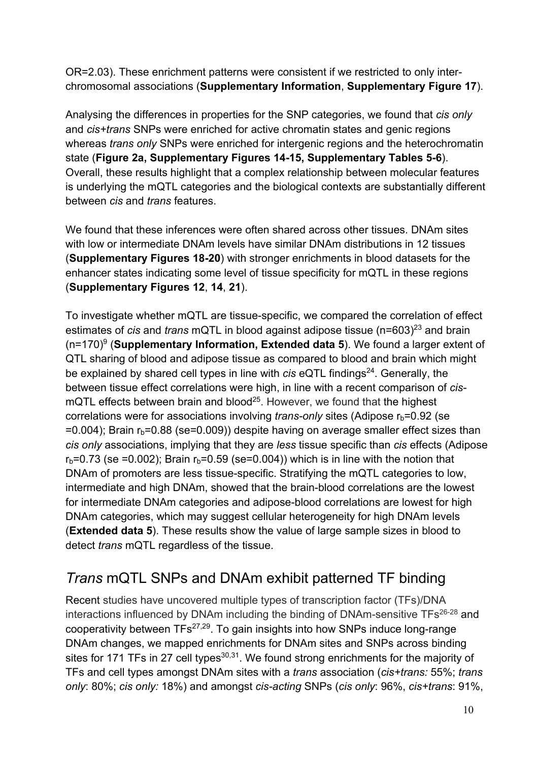OR=2.03). These enrichment patterns were consistent if we restricted to only inter-chromosomal associations (**Supplementary Information**, **Supplementary Figure 17**).

Analysing the differences in properties for the SNP categories, we found that *cis only* and *cis+trans* SNPs were enriched for active chromatin states and genic regions whereas *trans only* SNPs were enriched for intergenic regions and the heterochromatin state (**Figure 2a, Supplementary Figures 14-15, Supplementary Tables 5-6**). Overall, these results highlight that a complex relationship between molecular features is underlying the mQTL categories and the biological contexts are substantially different between *cis* and *trans* features.

We found that these inferences were often shared across other tissues. DNAm sites with low or intermediate DNAm levels have similar DNAm distributions in 12 tissues (**Supplementary Figures 18-20**) with stronger enrichments in blood datasets for the enhancer states indicating some level of tissue specificity for mQTL in these regions (**Supplementary Figures 12**, **14**, **21**).

To investigate whether mQTL are tissue-specific, we compared the correlation of effect estimates of *cis* and *trans* mQTL in blood against adipose tissue (n=603)[23] and brain (n=170)[9] (**Supplementary Information, Extended data 5**). We found a larger extent of QTL sharing of blood and adipose tissue as compared to blood and brain which might be explained by shared cell types in line with *cis* eQTL findings[24]. Generally, the between tissue effect correlations were high, in line with a recent comparison of *cis*-mQTL effects between brain and blood[25]. However, we found that the highest correlations were for associations involving *trans-only* sites (Adipose $r_b$=0.92 (se =0.004); Brain $r_b$=0.88 (se=0.009)) despite having on average smaller effect sizes than *cis only* associations, implying that they are *less* tissue specific than *cis* effects (Adipose $r_b$=0.73 (se =0.002); Brain $r_b$=0.59 (se=0.004)) which is in line with the notion that DNAm of promoters are less tissue-specific. Stratifying the mQTL categories to low, intermediate and high DNAm, showed that the brain-blood correlations are the lowest for intermediate DNAm categories and adipose-blood correlations are lowest for high DNAm categories, which may suggest cellular heterogeneity for high DNAm levels (**Extended data 5**). These results show the value of large sample sizes in blood to detect *trans* mQTL regardless of the tissue.

## *Trans* mQTL SNPs and DNAm exhibit patterned TF binding

Recent studies have uncovered multiple types of transcription factor (TFs)/DNA interactions influenced by DNAm including the binding of DNAm-sensitive TFs[26-28] and cooperativity between TFs[27,29]. To gain insights into how SNPs induce long-range DNAm changes, we mapped enrichments for DNAm sites and SNPs across binding sites for 171 TFs in 27 cell types[30,31]. We found strong enrichments for the majority of TFs and cell types amongst DNAm sites with a *trans* association (*cis+trans:* 55%; *trans only*: 80%; *cis only:* 18%) and amongst *cis-acting* SNPs (*cis only*: 96%, *cis+trans*: 91%,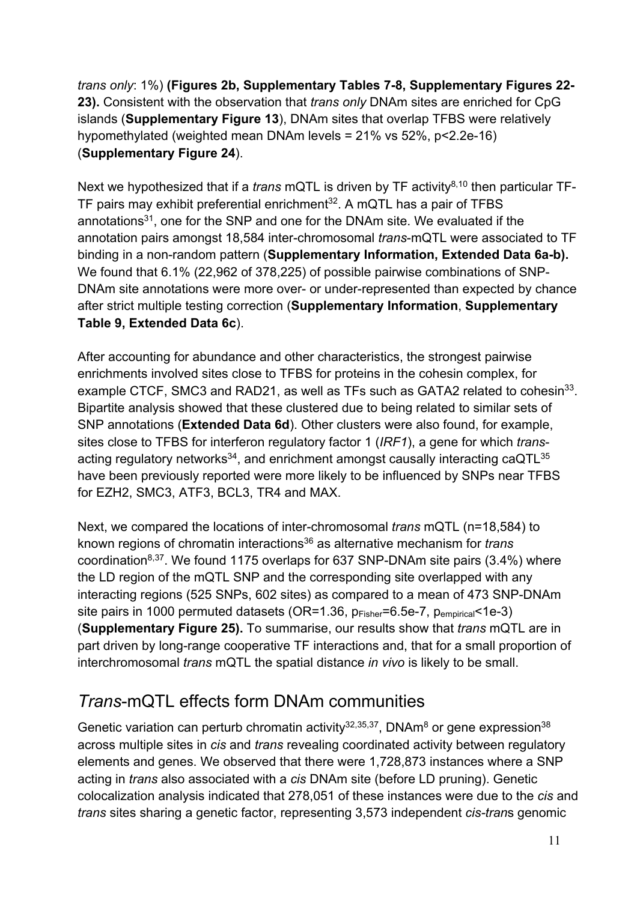*trans only*: 1%) **(Figures 2b, Supplementary Tables 7-8, Supplementary Figures 22-23).** Consistent with the observation that *trans only* DNAm sites are enriched for CpG islands (**Supplementary Figure 13**), DNAm sites that overlap TFBS were relatively hypomethylated (weighted mean DNAm levels = 21% vs 52%, p<2.2e-16) (**Supplementary Figure 24**).

Next we hypothesized that if a *trans* mQTL is driven by TF activity[8,10] then particular TF-TF pairs may exhibit preferential enrichment[32]. A mQTL has a pair of TFBS annotations[31], one for the SNP and one for the DNAm site. We evaluated if the annotation pairs amongst 18,584 inter-chromosomal *trans*-mQTL were associated to TF binding in a non-random pattern (**Supplementary Information, Extended Data 6a-b).** We found that 6.1% (22,962 of 378,225) of possible pairwise combinations of SNP-DNAm site annotations were more over- or under-represented than expected by chance after strict multiple testing correction (**Supplementary Information**, **Supplementary Table 9, Extended Data 6c**).

After accounting for abundance and other characteristics, the strongest pairwise enrichments involved sites close to TFBS for proteins in the cohesin complex, for example CTCF, SMC3 and RAD21, as well as TFs such as GATA2 related to cohesin[33]. Bipartite analysis showed that these clustered due to being related to similar sets of SNP annotations (**Extended Data 6d**). Other clusters were also found, for example, sites close to TFBS for interferon regulatory factor 1 (*IRF1*), a gene for which *trans*-acting regulatory networks[34], and enrichment amongst causally interacting caQTL[35] have been previously reported were more likely to be influenced by SNPs near TFBS for EZH2, SMC3, ATF3, BCL3, TR4 and MAX.

Next, we compared the locations of inter-chromosomal *trans* mQTL (n=18,584) to known regions of chromatin interactions[36] as alternative mechanism for *trans* coordination[8,37]. We found 1175 overlaps for 637 SNP-DNAm site pairs (3.4%) where the LD region of the mQTL SNP and the corresponding site overlapped with any interacting regions (525 SNPs, 602 sites) as compared to a mean of 473 SNP-DNAm site pairs in 1000 permuted datasets (OR=1.36, $p_{Fisher}$=6.5e-7, $p_{empirical}$<1e-3) (**Supplementary Figure 25).** To summarise, our results show that *trans* mQTL are in part driven by long-range cooperative TF interactions and, that for a small proportion of interchromosomal *trans* mQTL the spatial distance *in vivo* is likely to be small.

## *Trans*-mQTL effects form DNAm communities

Genetic variation can perturb chromatin activity[32,35,37], DNAm[8] or gene expression[38] across multiple sites in *cis* and *trans* revealing coordinated activity between regulatory elements and genes. We observed that there were 1,728,873 instances where a SNP acting in *trans* also associated with a *cis* DNAm site (before LD pruning). Genetic colocalization analysis indicated that 278,051 of these instances were due to the *cis* and *trans* sites sharing a genetic factor, representing 3,573 independent *cis*-*trans* genomic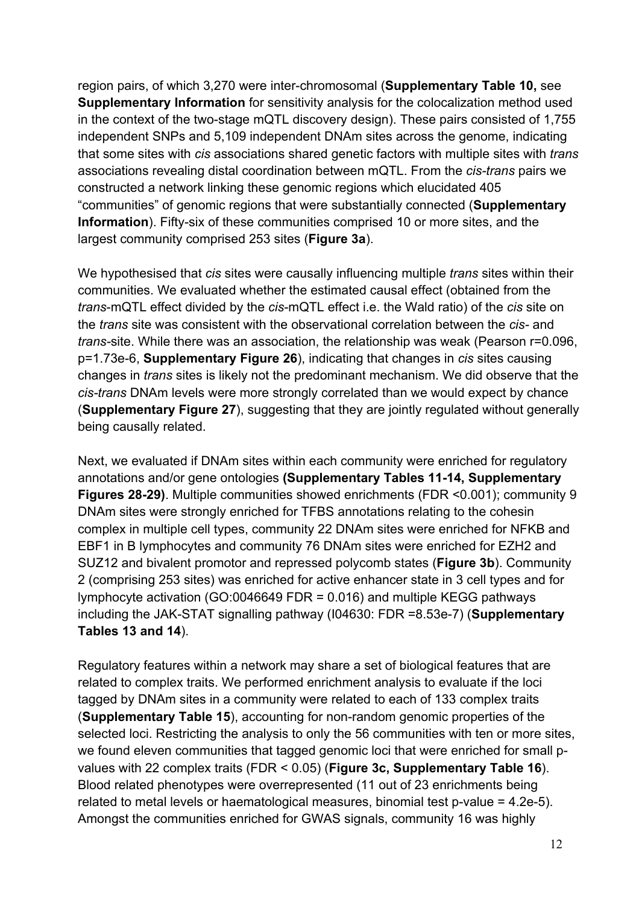region pairs, of which 3,270 were inter-chromosomal (**Supplementary Table 10,** see **Supplementary Information** for sensitivity analysis for the colocalization method used in the context of the two-stage mQTL discovery design). These pairs consisted of 1,755 independent SNPs and 5,109 independent DNAm sites across the genome, indicating that some sites with *cis* associations shared genetic factors with multiple sites with *trans* associations revealing distal coordination between mQTL. From the *cis-trans* pairs we constructed a network linking these genomic regions which elucidated 405 "communities" of genomic regions that were substantially connected (**Supplementary Information**). Fifty-six of these communities comprised 10 or more sites, and the largest community comprised 253 sites (**Figure 3a**).

We hypothesised that *cis* sites were causally influencing multiple *trans* sites within their communities. We evaluated whether the estimated causal effect (obtained from the *trans*-mQTL effect divided by the *cis*-mQTL effect i.e. the Wald ratio) of the *cis* site on the *trans* site was consistent with the observational correlation between the *cis*- and *trans*-site. While there was an association, the relationship was weak (Pearson $r=0.096$, $p=1.73e-6$, **Supplementary Figure 26**), indicating that changes in *cis* sites causing changes in *trans* sites is likely not the predominant mechanism. We did observe that the *cis-trans* DNAm levels were more strongly correlated than we would expect by chance (**Supplementary Figure 27**), suggesting that they are jointly regulated without generally being causally related.

Next, we evaluated if DNAm sites within each community were enriched for regulatory annotations and/or gene ontologies **(Supplementary Tables 11-14, Supplementary Figures 28-29)**. Multiple communities showed enrichments (FDR <0.001); community 9 DNAm sites were strongly enriched for TFBS annotations relating to the cohesin complex in multiple cell types, community 22 DNAm sites were enriched for NFKB and EBF1 in B lymphocytes and community 76 DNAm sites were enriched for EZH2 and SUZ12 and bivalent promotor and repressed polycomb states (**Figure 3b**). Community 2 (comprising 253 sites) was enriched for active enhancer state in 3 cell types and for lymphocyte activation (GO:0046649 FDR = 0.016) and multiple KEGG pathways including the JAK-STAT signalling pathway (I04630: FDR =8.53e-7) (**Supplementary Tables 13 and 14**).

Regulatory features within a network may share a set of biological features that are related to complex traits. We performed enrichment analysis to evaluate if the loci tagged by DNAm sites in a community were related to each of 133 complex traits (**Supplementary Table 15**), accounting for non-random genomic properties of the selected loci. Restricting the analysis to only the 56 communities with ten or more sites, we found eleven communities that tagged genomic loci that were enriched for small p-values with 22 complex traits (FDR < 0.05) (**Figure 3c, Supplementary Table 16**). Blood related phenotypes were overrepresented (11 out of 23 enrichments being related to metal levels or haematological measures, binomial test p-value = 4.2e-5). Amongst the communities enriched for GWAS signals, community 16 was highly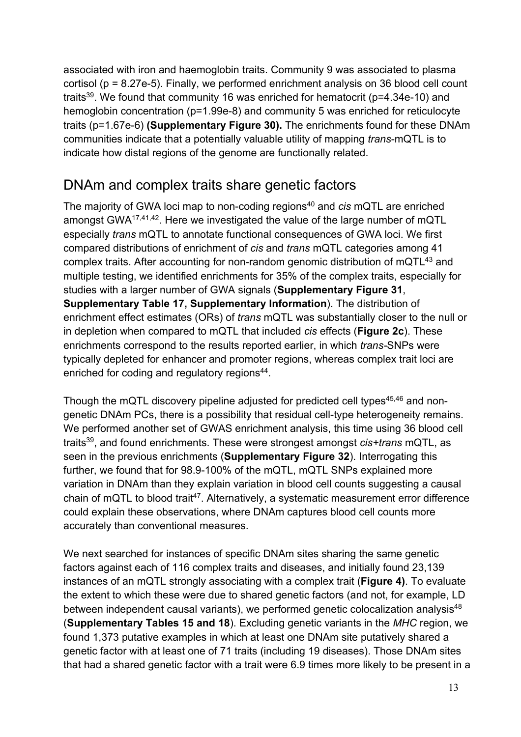associated with iron and haemoglobin traits. Community 9 was associated to plasma cortisol (p = 8.27e-5). Finally, we performed enrichment analysis on 36 blood cell count traits[39]. We found that community 16 was enriched for hematocrit (p=4.34e-10) and hemoglobin concentration (p=1.99e-8) and community 5 was enriched for reticulocyte traits (p=1.67e-6) **(Supplementary Figure 30).** The enrichments found for these DNAm communities indicate that a potentially valuable utility of mapping *trans*-mQTL is to indicate how distal regions of the genome are functionally related.

## DNAm and complex traits share genetic factors

The majority of GWA loci map to non-coding regions[40] and *cis* mQTL are enriched amongst GWA[17,41,42]. Here we investigated the value of the large number of mQTL especially *trans* mQTL to annotate functional consequences of GWA loci. We first compared distributions of enrichment of *cis* and *trans* mQTL categories among 41 complex traits. After accounting for non-random genomic distribution of mQTL[43] and multiple testing, we identified enrichments for 35% of the complex traits, especially for studies with a larger number of GWA signals (**Supplementary Figure 31**, **Supplementary Table 17, Supplementary Information**). The distribution of enrichment effect estimates (ORs) of *trans* mQTL was substantially closer to the null or in depletion when compared to mQTL that included *cis* effects (**Figure 2c**). These enrichments correspond to the results reported earlier, in which *trans*-SNPs were typically depleted for enhancer and promoter regions, whereas complex trait loci are enriched for coding and regulatory regions[44].

Though the mQTL discovery pipeline adjusted for predicted cell types[45,46] and non-genetic DNAm PCs, there is a possibility that residual cell-type heterogeneity remains. We performed another set of GWAS enrichment analysis, this time using 36 blood cell traits[39], and found enrichments. These were strongest amongst *cis*+*trans* mQTL, as seen in the previous enrichments (**Supplementary Figure 32**). Interrogating this further, we found that for 98.9-100% of the mQTL, mQTL SNPs explained more variation in DNAm than they explain variation in blood cell counts suggesting a causal chain of mQTL to blood trait[47]. Alternatively, a systematic measurement error difference could explain these observations, where DNAm captures blood cell counts more accurately than conventional measures.

We next searched for instances of specific DNAm sites sharing the same genetic factors against each of 116 complex traits and diseases, and initially found 23,139 instances of an mQTL strongly associating with a complex trait (**Figure 4)**. To evaluate the extent to which these were due to shared genetic factors (and not, for example, LD between independent causal variants), we performed genetic colocalization analysis[48] (**Supplementary Tables 15 and 18**). Excluding genetic variants in the *MHC* region, we found 1,373 putative examples in which at least one DNAm site putatively shared a genetic factor with at least one of 71 traits (including 19 diseases). Those DNAm sites that had a shared genetic factor with a trait were 6.9 times more likely to be present in a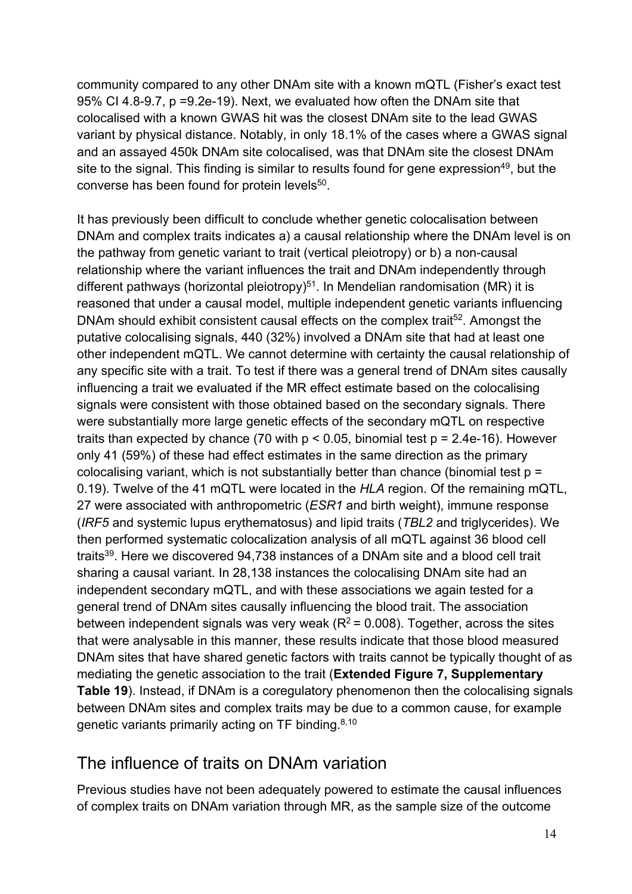community compared to any other DNAm site with a known mQTL (Fisher's exact test 95% CI 4.8-9.7, p =9.2e-19). Next, we evaluated how often the DNAm site that colocalised with a known GWAS hit was the closest DNAm site to the lead GWAS variant by physical distance. Notably, in only 18.1% of the cases where a GWAS signal and an assayed 450k DNAm site colocalised, was that DNAm site the closest DNAm site to the signal. This finding is similar to results found for gene expression[49], but the converse has been found for protein levels[50].

It has previously been difficult to conclude whether genetic colocalisation between DNAm and complex traits indicates a) a causal relationship where the DNAm level is on the pathway from genetic variant to trait (vertical pleiotropy) or b) a non-causal relationship where the variant influences the trait and DNAm independently through different pathways (horizontal pleiotropy)[51]. In Mendelian randomisation (MR) it is reasoned that under a causal model, multiple independent genetic variants influencing DNAm should exhibit consistent causal effects on the complex trait[52]. Amongst the putative colocalising signals, 440 (32%) involved a DNAm site that had at least one other independent mQTL. We cannot determine with certainty the causal relationship of any specific site with a trait. To test if there was a general trend of DNAm sites causally influencing a trait we evaluated if the MR effect estimate based on the colocalising signals were consistent with those obtained based on the secondary signals. There were substantially more large genetic effects of the secondary mQTL on respective traits than expected by chance (70 with $p < 0.05$, binomial test p = 2.4e-16). However only 41 (59%) of these had effect estimates in the same direction as the primary colocalising variant, which is not substantially better than chance (binomial test p = 0.19). Twelve of the 41 mQTL were located in the *HLA* region. Of the remaining mQTL, 27 were associated with anthropometric (*ESR1* and birth weight), immune response (*IRF5* and systemic lupus erythematosus) and lipid traits (*TBL2* and triglycerides). We then performed systematic colocalization analysis of all mQTL against 36 blood cell traits[39]. Here we discovered 94,738 instances of a DNAm site and a blood cell trait sharing a causal variant. In 28,138 instances the colocalising DNAm site had an independent secondary mQTL, and with these associations we again tested for a general trend of DNAm sites causally influencing the blood trait. The association between independent signals was very weak ($R^2 = 0.008$). Together, across the sites that were analysable in this manner, these results indicate that those blood measured DNAm sites that have shared genetic factors with traits cannot be typically thought of as mediating the genetic association to the trait (**Extended Figure 7, Supplementary Table 19**). Instead, if DNAm is a coregulatory phenomenon then the colocalising signals between DNAm sites and complex traits may be due to a common cause, for example genetic variants primarily acting on TF binding.[8,10]

## The influence of traits on DNAm variation

Previous studies have not been adequately powered to estimate the causal influences of complex traits on DNAm variation through MR, as the sample size of the outcome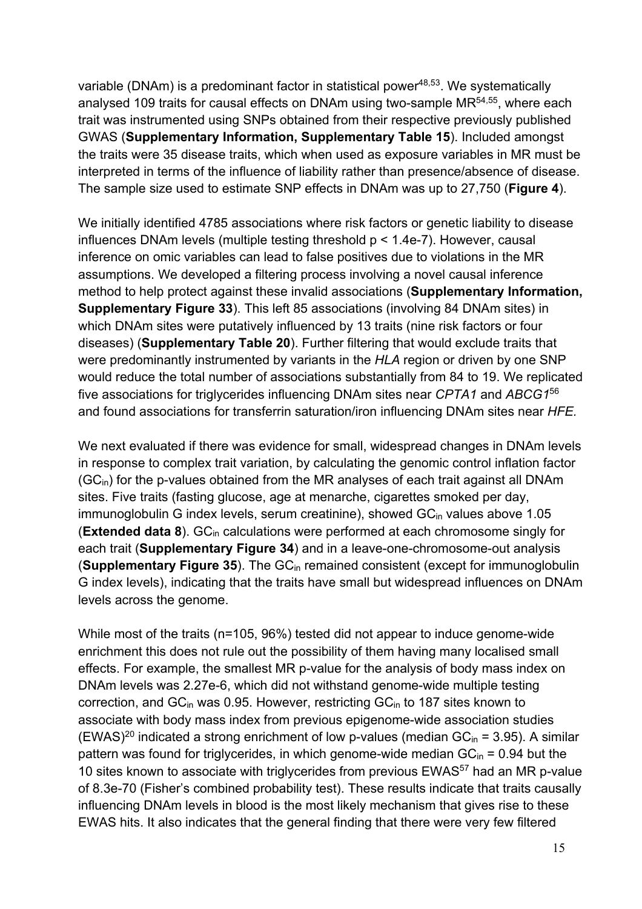variable (DNAm) is a predominant factor in statistical power[48,53]. We systematically analysed 109 traits for causal effects on DNAm using two-sample MR[54,55], where each trait was instrumented using SNPs obtained from their respective previously published GWAS (**Supplementary Information, Supplementary Table 15**). Included amongst the traits were 35 disease traits, which when used as exposure variables in MR must be interpreted in terms of the influence of liability rather than presence/absence of disease. The sample size used to estimate SNP effects in DNAm was up to 27,750 (**Figure 4**).

We initially identified 4785 associations where risk factors or genetic liability to disease influences DNAm levels (multiple testing threshold $p < 1.4e\text{-}7$). However, causal inference on omic variables can lead to false positives due to violations in the MR assumptions. We developed a filtering process involving a novel causal inference method to help protect against these invalid associations (**Supplementary Information, Supplementary Figure 33**). This left 85 associations (involving 84 DNAm sites) in which DNAm sites were putatively influenced by 13 traits (nine risk factors or four diseases) (**Supplementary Table 20**). Further filtering that would exclude traits that were predominantly instrumented by variants in the *HLA* region or driven by one SNP would reduce the total number of associations substantially from 84 to 19. We replicated five associations for triglycerides influencing DNAm sites near *CPTA1* and *ABCG1*[56] and found associations for transferrin saturation/iron influencing DNAm sites near *HFE.*

We next evaluated if there was evidence for small, widespread changes in DNAm levels in response to complex trait variation, by calculating the genomic control inflation factor ($GC_{in}$) for the p-values obtained from the MR analyses of each trait against all DNAm sites. Five traits (fasting glucose, age at menarche, cigarettes smoked per day, immunoglobulin G index levels, serum creatinine), showed $GC_{in}$ values above 1.05 (**Extended data 8**). $GC_{in}$ calculations were performed at each chromosome singly for each trait (**Supplementary Figure 34**) and in a leave-one-chromosome-out analysis (**Supplementary Figure 35**). The $GC_{in}$ remained consistent (except for immunoglobulin G index levels), indicating that the traits have small but widespread influences on DNAm levels across the genome.

While most of the traits (n=105, 96%) tested did not appear to induce genome-wide enrichment this does not rule out the possibility of them having many localised small effects. For example, the smallest MR p-value for the analysis of body mass index on DNAm levels was 2.27e-6, which did not withstand genome-wide multiple testing correction, and $GC_{in}$ was 0.95. However, restricting $GC_{in}$ to 187 sites known to associate with body mass index from previous epigenome-wide association studies (EWAS)[20] indicated a strong enrichment of low p-values (median $GC_{in}$ = 3.95). A similar pattern was found for triglycerides, in which genome-wide median $GC_{in}$ = 0.94 but the 10 sites known to associate with triglycerides from previous EWAS[57] had an MR p-value of 8.3e-70 (Fisher's combined probability test). These results indicate that traits causally influencing DNAm levels in blood is the most likely mechanism that gives rise to these EWAS hits. It also indicates that the general finding that there were very few filtered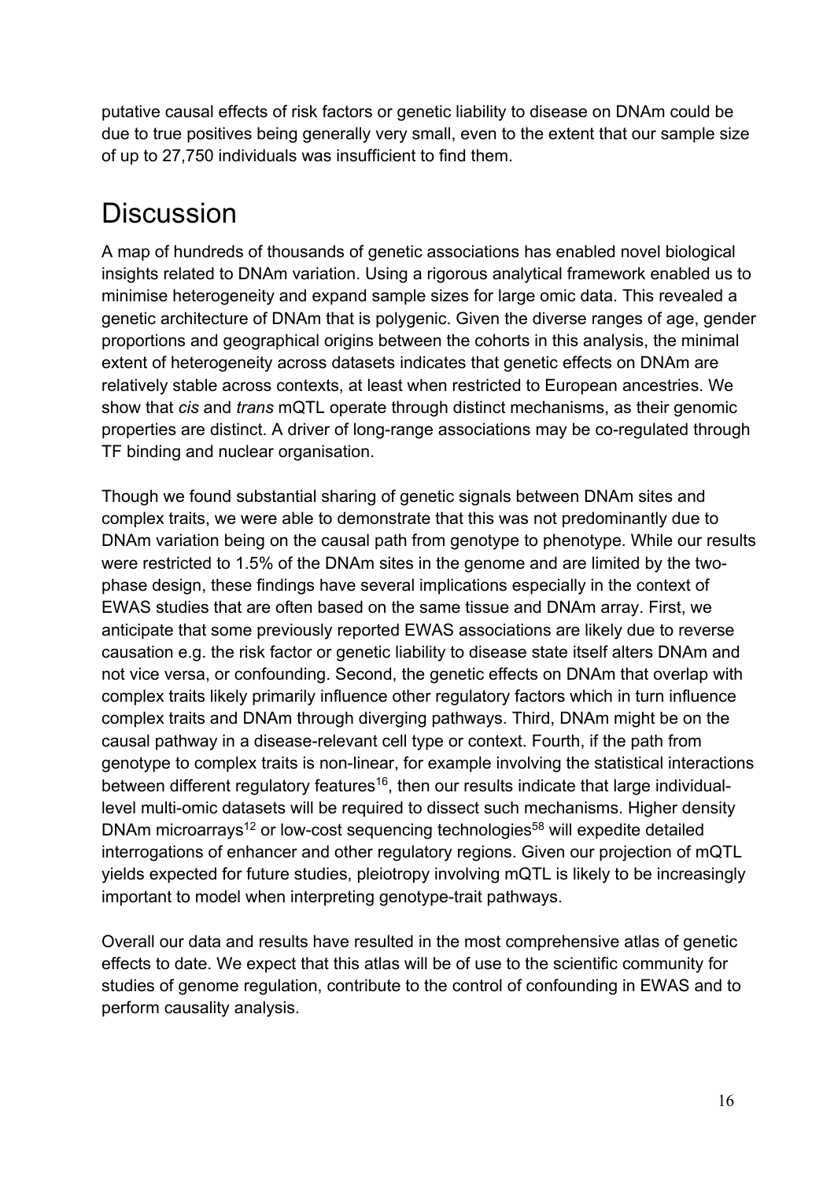putative causal effects of risk factors or genetic liability to disease on DNAm could be due to true positives being generally very small, even to the extent that our sample size of up to 27,750 individuals was insufficient to find them.

# Discussion

A map of hundreds of thousands of genetic associations has enabled novel biological insights related to DNAm variation. Using a rigorous analytical framework enabled us to minimise heterogeneity and expand sample sizes for large omic data. This revealed a genetic architecture of DNAm that is polygenic. Given the diverse ranges of age, gender proportions and geographical origins between the cohorts in this analysis, the minimal extent of heterogeneity across datasets indicates that genetic effects on DNAm are relatively stable across contexts, at least when restricted to European ancestries. We show that *cis* and *trans* mQTL operate through distinct mechanisms, as their genomic properties are distinct. A driver of long-range associations may be co-regulated through TF binding and nuclear organisation.

Though we found substantial sharing of genetic signals between DNAm sites and complex traits, we were able to demonstrate that this was not predominantly due to DNAm variation being on the causal path from genotype to phenotype. While our results were restricted to 1.5% of the DNAm sites in the genome and are limited by the two-phase design, these findings have several implications especially in the context of EWAS studies that are often based on the same tissue and DNAm array. First, we anticipate that some previously reported EWAS associations are likely due to reverse causation e.g. the risk factor or genetic liability to disease state itself alters DNAm and not vice versa, or confounding. Second, the genetic effects on DNAm that overlap with complex traits likely primarily influence other regulatory factors which in turn influence complex traits and DNAm through diverging pathways. Third, DNAm might be on the causal pathway in a disease-relevant cell type or context. Fourth, if the path from genotype to complex traits is non-linear, for example involving the statistical interactions between different regulatory features[16], then our results indicate that large individual-level multi-omic datasets will be required to dissect such mechanisms. Higher density DNAm microarrays[12] or low-cost sequencing technologies[58] will expedite detailed interrogations of enhancer and other regulatory regions. Given our projection of mQTL yields expected for future studies, pleiotropy involving mQTL is likely to be increasingly important to model when interpreting genotype-trait pathways.

Overall our data and results have resulted in the most comprehensive atlas of genetic effects to date. We expect that this atlas will be of use to the scientific community for studies of genome regulation, contribute to the control of confounding in EWAS and to perform causality analysis.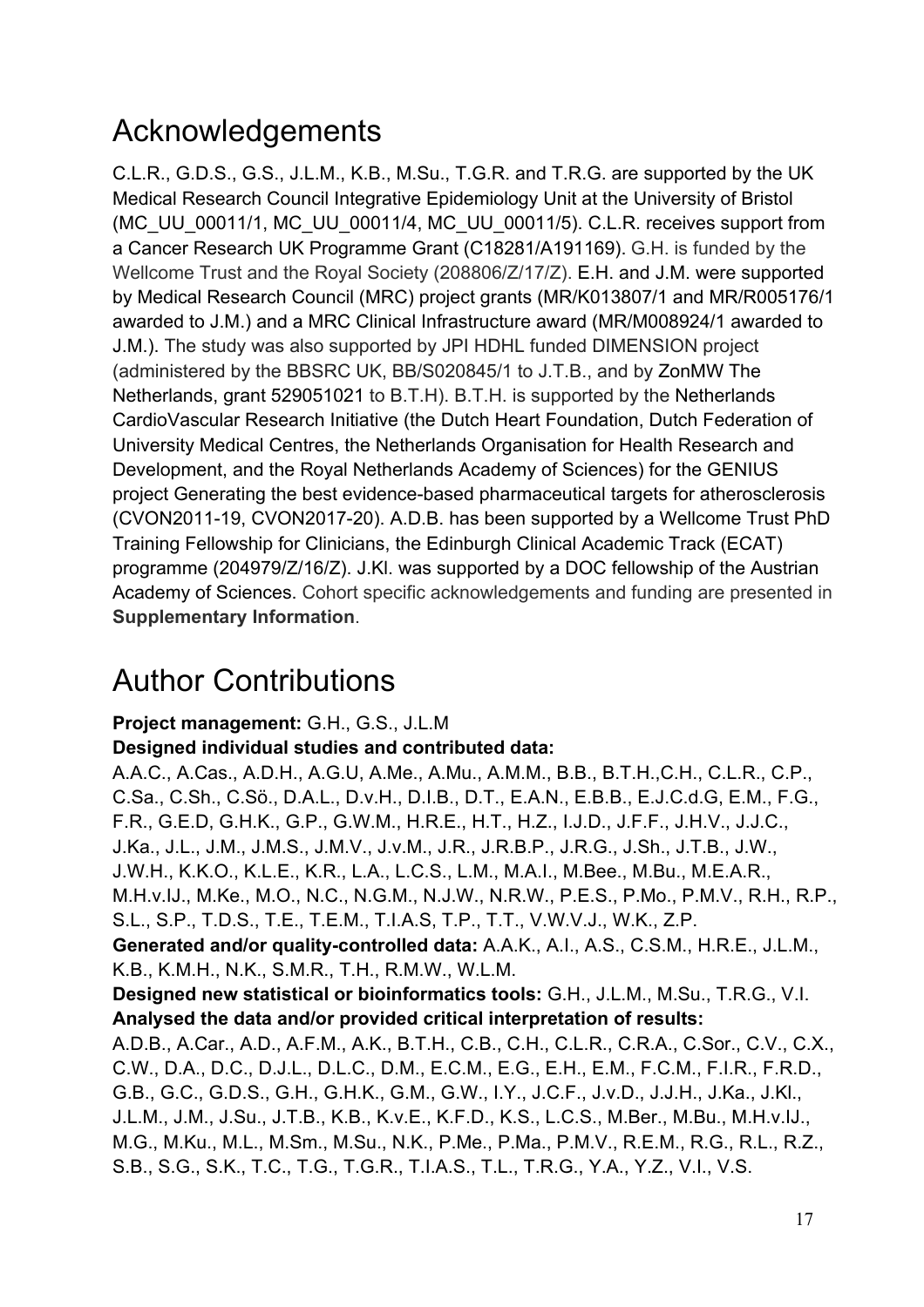# Acknowledgements

C.L.R., G.D.S., G.S., J.L.M., K.B., M.Su., T.G.R. and T.R.G. are supported by the UK Medical Research Council Integrative Epidemiology Unit at the University of Bristol (MC_UU_00011/1, MC_UU_00011/4, MC_UU_00011/5). C.L.R. receives support from a Cancer Research UK Programme Grant (C18281/A191169). G.H. is funded by the Wellcome Trust and the Royal Society (208806/Z/17/Z). E.H. and J.M. were supported by Medical Research Council (MRC) project grants (MR/K013807/1 and MR/R005176/1 awarded to J.M.) and a MRC Clinical Infrastructure award (MR/M008924/1 awarded to J.M.). The study was also supported by JPI HDHL funded DIMENSION project (administered by the BBSRC UK, BB/S020845/1 to J.T.B., and by ZonMW The Netherlands, grant 529051021 to B.T.H). B.T.H. is supported by the Netherlands CardioVascular Research Initiative (the Dutch Heart Foundation, Dutch Federation of University Medical Centres, the Netherlands Organisation for Health Research and Development, and the Royal Netherlands Academy of Sciences) for the GENIUS project Generating the best evidence-based pharmaceutical targets for atherosclerosis (CVON2011-19, CVON2017-20). A.D.B. has been supported by a Wellcome Trust PhD Training Fellowship for Clinicians, the Edinburgh Clinical Academic Track (ECAT) programme (204979/Z/16/Z). J.Kl. was supported by a DOC fellowship of the Austrian Academy of Sciences. Cohort specific acknowledgements and funding are presented in **Supplementary Information**.

# Author Contributions

**Project management:** G.H., G.S., J.L.M

**Designed individual studies and contributed data:**
A.A.C., A.Cas., A.D.H., A.G.U, A.Me., A.Mu., A.M.M., B.B., B.T.H.,C.H., C.L.R., C.P., C.Sa., C.Sh., C.Sö., D.A.L., D.v.H., D.I.B., D.T., E.A.N., E.B.B., E.J.C.d.G, E.M., F.G., F.R., G.E.D, G.H.K., G.P., G.W.M., H.R.E., H.T., H.Z., I.J.D., J.F.F., J.H.V., J.J.C., J.Ka., J.L., J.M., J.M.S., J.M.V., J.v.M., J.R., J.R.B.P., J.R.G., J.Sh., J.T.B., J.W., J.W.H., K.K.O., K.L.E., K.R., L.A., L.C.S., L.M., M.A.I., M.Bee., M.Bu., M.E.A.R., M.H.v.IJ., M.Ke., M.O., N.C., N.G.M., N.J.W., N.R.W., P.E.S., P.Mo., P.M.V., R.H., R.P., S.L., S.P., T.D.S., T.E., T.E.M., T.I.A.S, T.P., T.T., V.W.V.J., W.K., Z.P.

**Generated and/or quality-controlled data:** A.A.K., A.I., A.S., C.S.M., H.R.E., J.L.M., K.B., K.M.H., N.K., S.M.R., T.H., R.M.W., W.L.M.

**Designed new statistical or bioinformatics tools:** G.H., J.L.M., M.Su., T.R.G., V.I.

**Analysed the data and/or provided critical interpretation of results:**
A.D.B., A.Car., A.D., A.F.M., A.K., B.T.H., C.B., C.H., C.L.R., C.R.A., C.Sor., C.V., C.X., C.W., D.A., D.C., D.J.L., D.L.C., D.M., E.C.M., E.G., E.H., E.M., F.C.M., F.I.R., F.R.D., G.B., G.C., G.D.S., G.H., G.H.K., G.M., G.W., I.Y., J.C.F., J.v.D., J.J.H., J.Ka., J.Kl., J.L.M., J.M., J.Su., J.T.B., K.B., K.v.E., K.F.D., K.S., L.C.S., M.Ber., M.Bu., M.H.v.IJ., M.G., M.Ku., M.L., M.Sm., M.Su., N.K., P.Me., P.Ma., P.M.V., R.E.M., R.G., R.L., R.Z., S.B., S.G., S.K., T.C., T.G., T.G.R., T.I.A.S., T.L., T.R.G., Y.A., Y.Z., V.I., V.S.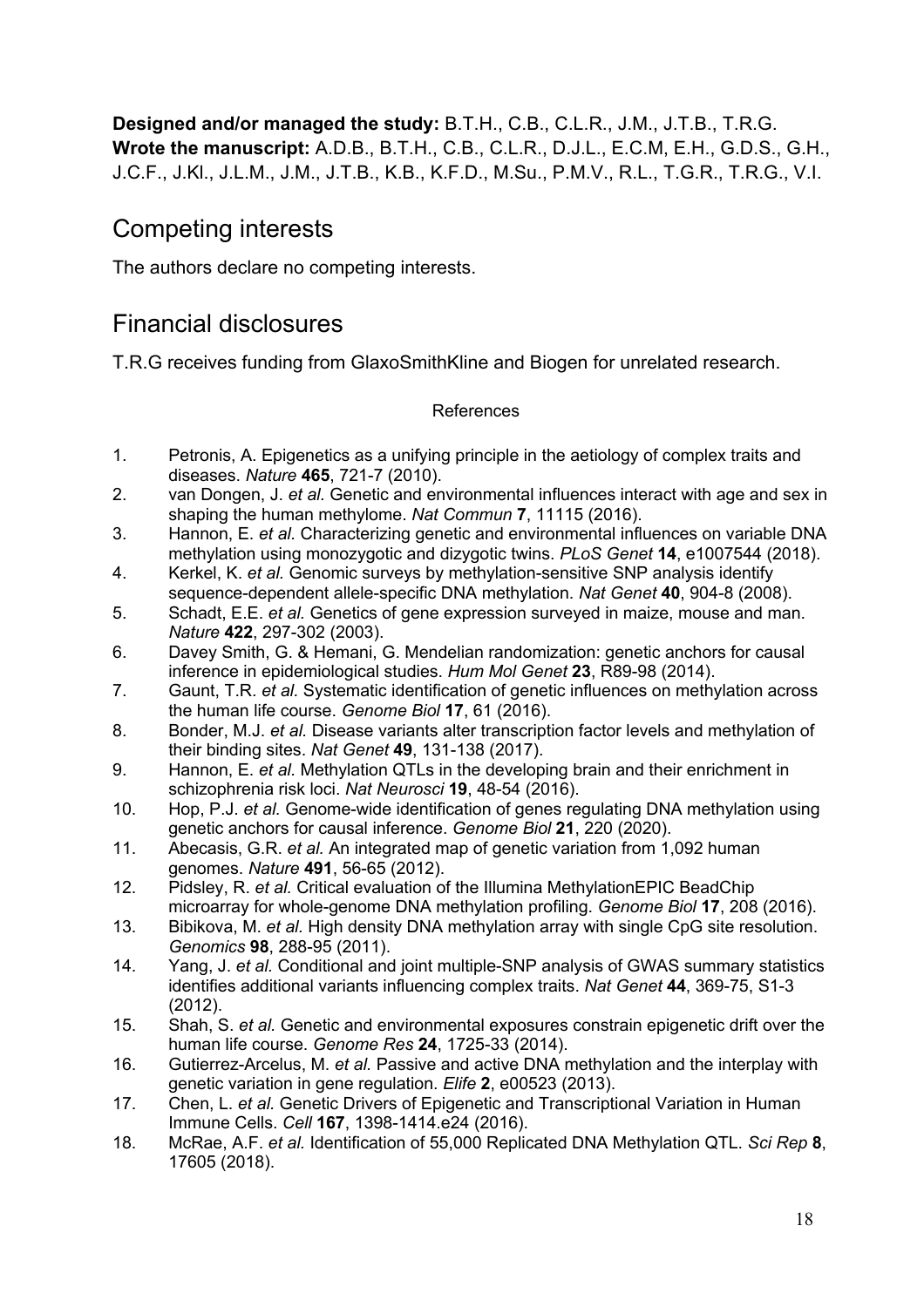**Designed and/or managed the study:** B.T.H., C.B., C.L.R., J.M., J.T.B., T.R.G.
**Wrote the manuscript:** A.D.B., B.T.H., C.B., C.L.R., D.J.L., E.C.M, E.H., G.D.S., G.H., J.C.F., J.Kl., J.L.M., J.M., J.T.B., K.B., K.F.D., M.Su., P.M.V., R.L., T.G.R., T.R.G., V.I.

## Competing interests

The authors declare no competing interests.

## Financial disclosures

T.R.G receives funding from GlaxoSmithKline and Biogen for unrelated research.

### References

1. Petronis, A. Epigenetics as a unifying principle in the aetiology of complex traits and diseases. *Nature* **465**, 721-7 (2010).
2. van Dongen, J. *et al.* Genetic and environmental influences interact with age and sex in shaping the human methylome. *Nat Commun* **7**, 11115 (2016).
3. Hannon, E. *et al.* Characterizing genetic and environmental influences on variable DNA methylation using monozygotic and dizygotic twins. *PLoS Genet* **14**, e1007544 (2018).
4. Kerkel, K. *et al.* Genomic surveys by methylation-sensitive SNP analysis identify sequence-dependent allele-specific DNA methylation. *Nat Genet* **40**, 904-8 (2008).
5. Schadt, E.E. *et al.* Genetics of gene expression surveyed in maize, mouse and man. *Nature* **422**, 297-302 (2003).
6. Davey Smith, G. & Hemani, G. Mendelian randomization: genetic anchors for causal inference in epidemiological studies. *Hum Mol Genet* **23**, R89-98 (2014).
7. Gaunt, T.R. *et al.* Systematic identification of genetic influences on methylation across the human life course. *Genome Biol* **17**, 61 (2016).
8. Bonder, M.J. *et al.* Disease variants alter transcription factor levels and methylation of their binding sites. *Nat Genet* **49**, 131-138 (2017).
9. Hannon, E. *et al.* Methylation QTLs in the developing brain and their enrichment in schizophrenia risk loci. *Nat Neurosci* **19**, 48-54 (2016).
10. Hop, P.J. *et al.* Genome-wide identification of genes regulating DNA methylation using genetic anchors for causal inference. *Genome Biol* **21**, 220 (2020).
11. Abecasis, G.R. *et al.* An integrated map of genetic variation from 1,092 human genomes. *Nature* **491**, 56-65 (2012).
12. Pidsley, R. *et al.* Critical evaluation of the Illumina MethylationEPIC BeadChip microarray for whole-genome DNA methylation profiling. *Genome Biol* **17**, 208 (2016).
13. Bibikova, M. *et al.* High density DNA methylation array with single CpG site resolution. *Genomics* **98**, 288-95 (2011).
14. Yang, J. *et al.* Conditional and joint multiple-SNP analysis of GWAS summary statistics identifies additional variants influencing complex traits. *Nat Genet* **44**, 369-75, S1-3 (2012).
15. Shah, S. *et al.* Genetic and environmental exposures constrain epigenetic drift over the human life course. *Genome Res* **24**, 1725-33 (2014).
16. Gutierrez-Arcelus, M. *et al.* Passive and active DNA methylation and the interplay with genetic variation in gene regulation. *Elife* **2**, e00523 (2013).
17. Chen, L. *et al.* Genetic Drivers of Epigenetic and Transcriptional Variation in Human Immune Cells. *Cell* **167**, 1398-1414.e24 (2016).
18. McRae, A.F. *et al.* Identification of 55,000 Replicated DNA Methylation QTL. *Sci Rep* **8**, 17605 (2018).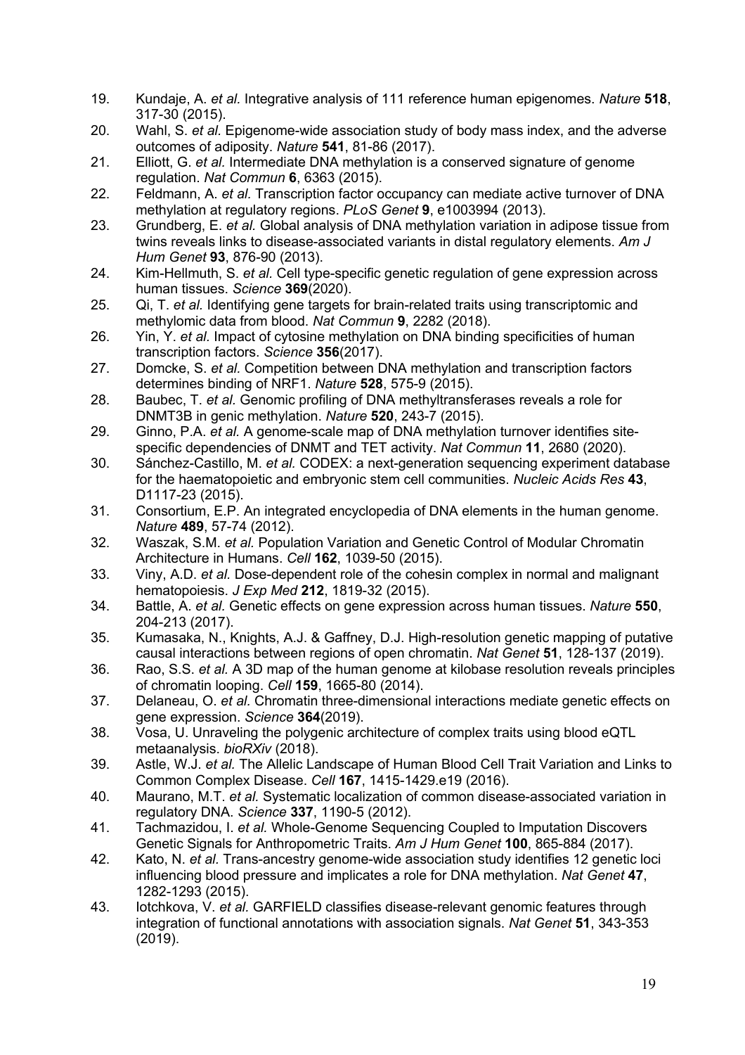19. Kundaje, A. *et al.* Integrative analysis of 111 reference human epigenomes. *Nature* **518**, 317-30 (2015).
20. Wahl, S. *et al.* Epigenome-wide association study of body mass index, and the adverse outcomes of adiposity. *Nature* **541**, 81-86 (2017).
21. Elliott, G. *et al.* Intermediate DNA methylation is a conserved signature of genome regulation. *Nat Commun* **6**, 6363 (2015).
22. Feldmann, A. *et al.* Transcription factor occupancy can mediate active turnover of DNA methylation at regulatory regions. *PLoS Genet* **9**, e1003994 (2013).
23. Grundberg, E. *et al.* Global analysis of DNA methylation variation in adipose tissue from twins reveals links to disease-associated variants in distal regulatory elements. *Am J Hum Genet* **93**, 876-90 (2013).
24. Kim-Hellmuth, S. *et al.* Cell type-specific genetic regulation of gene expression across human tissues. *Science* **369**(2020).
25. Qi, T. *et al.* Identifying gene targets for brain-related traits using transcriptomic and methylomic data from blood. *Nat Commun* **9**, 2282 (2018).
26. Yin, Y. *et al.* Impact of cytosine methylation on DNA binding specificities of human transcription factors. *Science* **356**(2017).
27. Domcke, S. *et al.* Competition between DNA methylation and transcription factors determines binding of NRF1. *Nature* **528**, 575-9 (2015).
28. Baubec, T. *et al.* Genomic profiling of DNA methyltransferases reveals a role for DNMT3B in genic methylation. *Nature* **520**, 243-7 (2015).
29. Ginno, P.A. *et al.* A genome-scale map of DNA methylation turnover identifies site-specific dependencies of DNMT and TET activity. *Nat Commun* **11**, 2680 (2020).
30. Sánchez-Castillo, M. *et al.* CODEX: a next-generation sequencing experiment database for the haematopoietic and embryonic stem cell communities. *Nucleic Acids Res* **43**, D1117-23 (2015).
31. Consortium, E.P. An integrated encyclopedia of DNA elements in the human genome. *Nature* **489**, 57-74 (2012).
32. Waszak, S.M. *et al.* Population Variation and Genetic Control of Modular Chromatin Architecture in Humans. *Cell* **162**, 1039-50 (2015).
33. Viny, A.D. *et al.* Dose-dependent role of the cohesin complex in normal and malignant hematopoiesis. *J Exp Med* **212**, 1819-32 (2015).
34. Battle, A. *et al.* Genetic effects on gene expression across human tissues. *Nature* **550**, 204-213 (2017).
35. Kumasaka, N., Knights, A.J. & Gaffney, D.J. High-resolution genetic mapping of putative causal interactions between regions of open chromatin. *Nat Genet* **51**, 128-137 (2019).
36. Rao, S.S. *et al.* A 3D map of the human genome at kilobase resolution reveals principles of chromatin looping. *Cell* **159**, 1665-80 (2014).
37. Delaneau, O. *et al.* Chromatin three-dimensional interactions mediate genetic effects on gene expression. *Science* **364**(2019).
38. Vosa, U. Unraveling the polygenic architecture of complex traits using blood eQTL metaanalysis. *bioRXiv* (2018).
39. Astle, W.J. *et al.* The Allelic Landscape of Human Blood Cell Trait Variation and Links to Common Complex Disease. *Cell* **167**, 1415-1429.e19 (2016).
40. Maurano, M.T. *et al.* Systematic localization of common disease-associated variation in regulatory DNA. *Science* **337**, 1190-5 (2012).
41. Tachmazidou, I. *et al.* Whole-Genome Sequencing Coupled to Imputation Discovers Genetic Signals for Anthropometric Traits. *Am J Hum Genet* **100**, 865-884 (2017).
42. Kato, N. *et al.* Trans-ancestry genome-wide association study identifies 12 genetic loci influencing blood pressure and implicates a role for DNA methylation. *Nat Genet* **47**, 1282-1293 (2015).
43. Iotchkova, V. *et al.* GARFIELD classifies disease-relevant genomic features through integration of functional annotations with association signals. *Nat Genet* **51**, 343-353 (2019).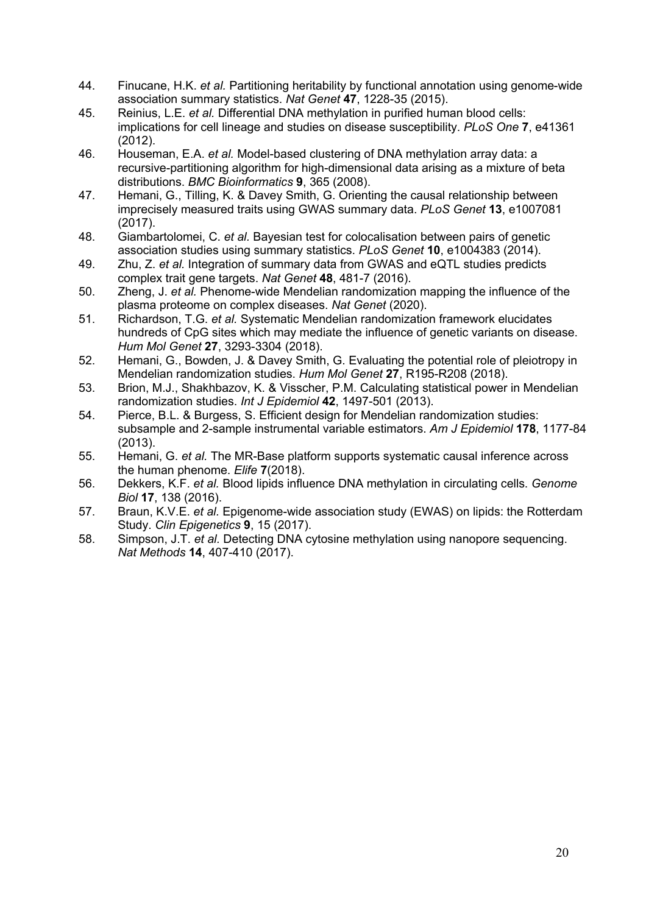44. Finucane, H.K. *et al.* Partitioning heritability by functional annotation using genome-wide association summary statistics. *Nat Genet* **47**, 1228-35 (2015).
45. Reinius, L.E. *et al.* Differential DNA methylation in purified human blood cells: implications for cell lineage and studies on disease susceptibility. *PLoS One* **7**, e41361 (2012).
46. Houseman, E.A. *et al.* Model-based clustering of DNA methylation array data: a recursive-partitioning algorithm for high-dimensional data arising as a mixture of beta distributions. *BMC Bioinformatics* **9**, 365 (2008).
47. Hemani, G., Tilling, K. & Davey Smith, G. Orienting the causal relationship between imprecisely measured traits using GWAS summary data. *PLoS Genet* **13**, e1007081 (2017).
48. Giambartolomei, C. *et al.* Bayesian test for colocalisation between pairs of genetic association studies using summary statistics. *PLoS Genet* **10**, e1004383 (2014).
49. Zhu, Z. *et al.* Integration of summary data from GWAS and eQTL studies predicts complex trait gene targets. *Nat Genet* **48**, 481-7 (2016).
50. Zheng, J. *et al.* Phenome-wide Mendelian randomization mapping the influence of the plasma proteome on complex diseases. *Nat Genet* (2020).
51. Richardson, T.G. *et al.* Systematic Mendelian randomization framework elucidates hundreds of CpG sites which may mediate the influence of genetic variants on disease. *Hum Mol Genet* **27**, 3293-3304 (2018).
52. Hemani, G., Bowden, J. & Davey Smith, G. Evaluating the potential role of pleiotropy in Mendelian randomization studies. *Hum Mol Genet* **27**, R195-R208 (2018).
53. Brion, M.J., Shakhbazov, K. & Visscher, P.M. Calculating statistical power in Mendelian randomization studies. *Int J Epidemiol* **42**, 1497-501 (2013).
54. Pierce, B.L. & Burgess, S. Efficient design for Mendelian randomization studies: subsample and 2-sample instrumental variable estimators. *Am J Epidemiol* **178**, 1177-84 (2013).
55. Hemani, G. *et al.* The MR-Base platform supports systematic causal inference across the human phenome. *Elife* **7**(2018).
56. Dekkers, K.F. *et al.* Blood lipids influence DNA methylation in circulating cells. *Genome Biol* **17**, 138 (2016).
57. Braun, K.V.E. *et al.* Epigenome-wide association study (EWAS) on lipids: the Rotterdam Study. *Clin Epigenetics* **9**, 15 (2017).
58. Simpson, J.T. *et al.* Detecting DNA cytosine methylation using nanopore sequencing. *Nat Methods* **14**, 407-410 (2017).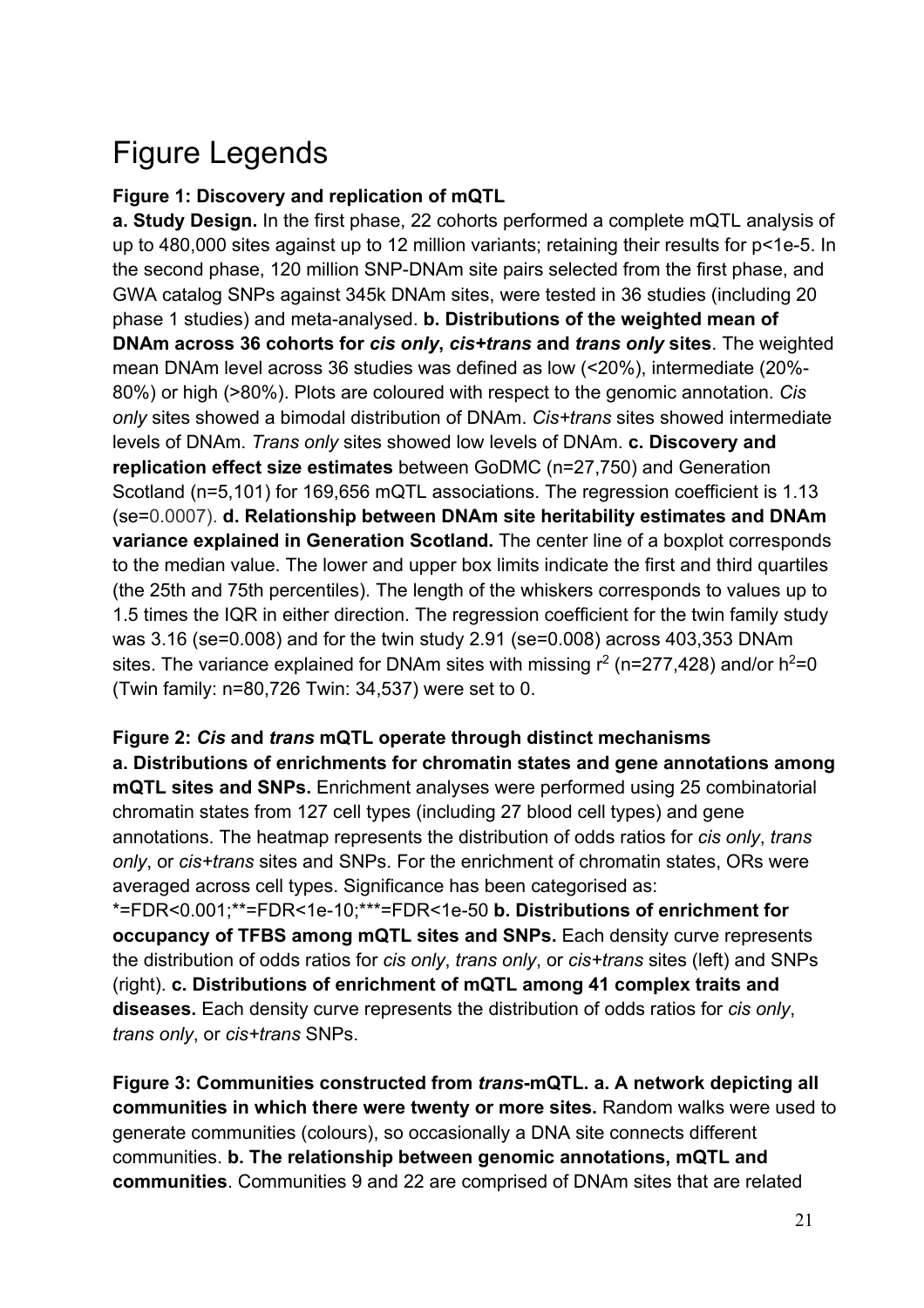# Figure Legends

**Figure 1: Discovery and replication of mQTL**

**a. Study Design.** In the first phase, 22 cohorts performed a complete mQTL analysis of up to 480,000 sites against up to 12 million variants; retaining their results for p<1e-5. In the second phase, 120 million SNP-DNAm site pairs selected from the first phase, and GWA catalog SNPs against 345k DNAm sites, were tested in 36 studies (including 20 phase 1 studies) and meta-analysed. **b. Distributions of the weighted mean of DNAm across 36 cohorts for *cis only*, *cis+trans* and *trans only* sites**. The weighted mean DNAm level across 36 studies was defined as low (<20%), intermediate (20%-80%) or high (>80%). Plots are coloured with respect to the genomic annotation. *Cis only* sites showed a bimodal distribution of DNAm. *Cis+trans* sites showed intermediate levels of DNAm. *Trans only* sites showed low levels of DNAm. **c. Discovery and replication effect size estimates** between GoDMC (n=27,750) and Generation Scotland (n=5,101) for 169,656 mQTL associations. The regression coefficient is 1.13 (se=0.0007). **d. Relationship between DNAm site heritability estimates and DNAm variance explained in Generation Scotland.** The center line of a boxplot corresponds to the median value. The lower and upper box limits indicate the first and third quartiles (the 25th and 75th percentiles). The length of the whiskers corresponds to values up to 1.5 times the IQR in either direction. The regression coefficient for the twin family study was 3.16 (se=0.008) and for the twin study 2.91 (se=0.008) across 403,353 DNAm sites. The variance explained for DNAm sites with missing $r^2$ (n=277,428) and/or $h^2$=0 (Twin family: n=80,726 Twin: 34,537) were set to 0.

**Figure 2: *Cis* and *trans* mQTL operate through distinct mechanisms**

**a. Distributions of enrichments for chromatin states and gene annotations among mQTL sites and SNPs.** Enrichment analyses were performed using 25 combinatorial chromatin states from 127 cell types (including 27 blood cell types) and gene annotations. The heatmap represents the distribution of odds ratios for *cis only*, *trans only*, or *cis+trans* sites and SNPs. For the enrichment of chromatin states, ORs were averaged across cell types. Significance has been categorised as: *=FDR<0.001;**=FDR<1e-10;***=FDR<1e-50 **b. Distributions of enrichment for occupancy of TFBS among mQTL sites and SNPs.** Each density curve represents the distribution of odds ratios for *cis only*, *trans only*, or *cis+trans* sites (left) and SNPs (right). **c. Distributions of enrichment of mQTL among 41 complex traits and diseases.** Each density curve represents the distribution of odds ratios for *cis only*, *trans only*, or *cis+trans* SNPs.

**Figure 3: Communities constructed from *trans*-mQTL. a. A network depicting all communities in which there were twenty or more sites.** Random walks were used to generate communities (colours), so occasionally a DNA site connects different communities. **b. The relationship between genomic annotations, mQTL and communities**. Communities 9 and 22 are comprised of DNAm sites that are related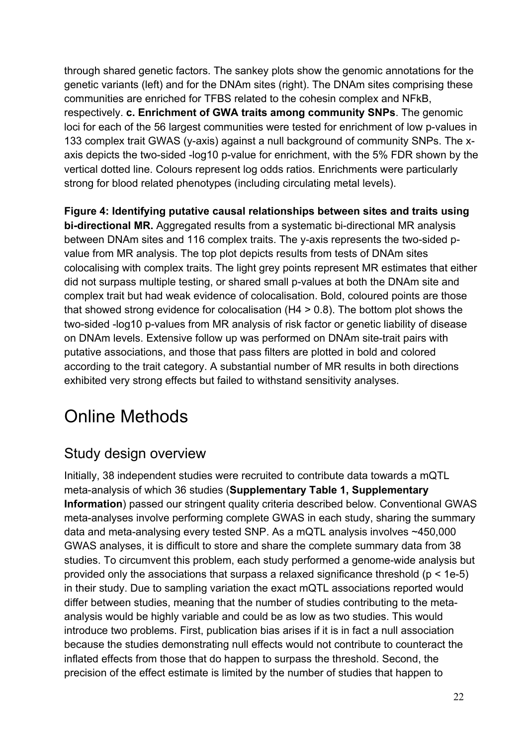through shared genetic factors. The sankey plots show the genomic annotations for the genetic variants (left) and for the DNAm sites (right). The DNAm sites comprising these communities are enriched for TFBS related to the cohesin complex and NFkB, respectively. **c. Enrichment of GWA traits among community SNPs**. The genomic loci for each of the 56 largest communities were tested for enrichment of low p-values in 133 complex trait GWAS (y-axis) against a null background of community SNPs. The x-axis depicts the two-sided -log10 p-value for enrichment, with the 5% FDR shown by the vertical dotted line. Colours represent log odds ratios. Enrichments were particularly strong for blood related phenotypes (including circulating metal levels).

**Figure 4: Identifying putative causal relationships between sites and traits using bi-directional MR.** Aggregated results from a systematic bi-directional MR analysis between DNAm sites and 116 complex traits. The y-axis represents the two-sided p-value from MR analysis. The top plot depicts results from tests of DNAm sites colocalising with complex traits. The light grey points represent MR estimates that either did not surpass multiple testing, or shared small p-values at both the DNAm site and complex trait but had weak evidence of colocalisation. Bold, coloured points are those that showed strong evidence for colocalisation (H4 > 0.8). The bottom plot shows the two-sided -log10 p-values from MR analysis of risk factor or genetic liability of disease on DNAm levels. Extensive follow up was performed on DNAm site-trait pairs with putative associations, and those that pass filters are plotted in bold and colored according to the trait category. A substantial number of MR results in both directions exhibited very strong effects but failed to withstand sensitivity analyses.

# Online Methods

## Study design overview

Initially, 38 independent studies were recruited to contribute data towards a mQTL meta-analysis of which 36 studies (**Supplementary Table 1, Supplementary Information**) passed our stringent quality criteria described below. Conventional GWAS meta-analyses involve performing complete GWAS in each study, sharing the summary data and meta-analysing every tested SNP. As a mQTL analysis involves ~450,000 GWAS analyses, it is difficult to store and share the complete summary data from 38 studies. To circumvent this problem, each study performed a genome-wide analysis but provided only the associations that surpass a relaxed significance threshold ($p < 1e-5$) in their study. Due to sampling variation the exact mQTL associations reported would differ between studies, meaning that the number of studies contributing to the meta-analysis would be highly variable and could be as low as two studies. This would introduce two problems. First, publication bias arises if it is in fact a null association because the studies demonstrating null effects would not contribute to counteract the inflated effects from those that do happen to surpass the threshold. Second, the precision of the effect estimate is limited by the number of studies that happen to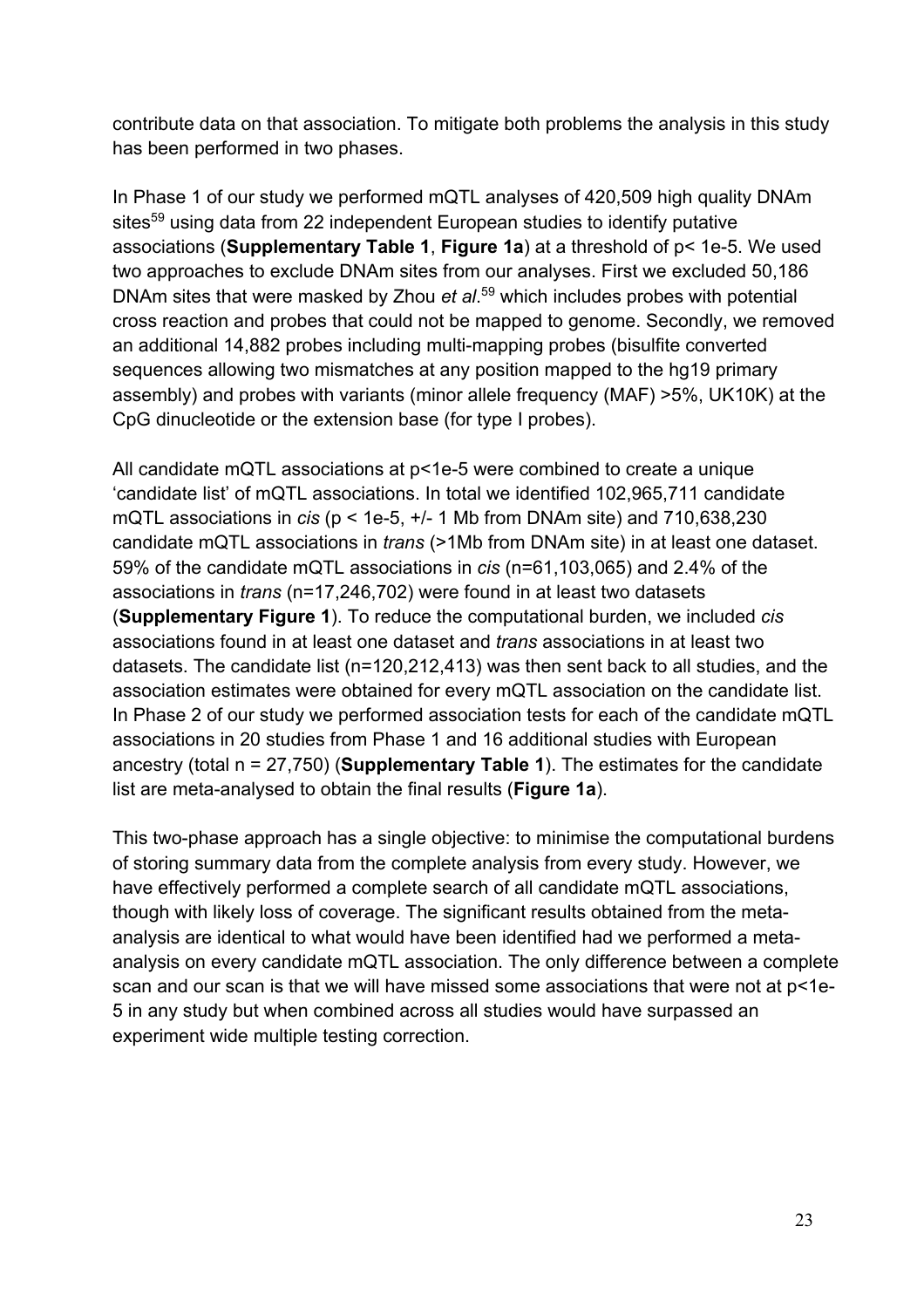contribute data on that association. To mitigate both problems the analysis in this study has been performed in two phases.

In Phase 1 of our study we performed mQTL analyses of 420,509 high quality DNAm sites[59] using data from 22 independent European studies to identify putative associations (**Supplementary Table 1**, **Figure 1a**) at a threshold of $p < 1e-5$. We used two approaches to exclude DNAm sites from our analyses. First we excluded 50,186 DNAm sites that were masked by Zhou *et al*.[59] which includes probes with potential cross reaction and probes that could not be mapped to genome. Secondly, we removed an additional 14,882 probes including multi-mapping probes (bisulfite converted sequences allowing two mismatches at any position mapped to the hg19 primary assembly) and probes with variants (minor allele frequency (MAF) >5%, UK10K) at the CpG dinucleotide or the extension base (for type I probes).

All candidate mQTL associations at $p<1e-5$ were combined to create a unique 'candidate list' of mQTL associations. In total we identified 102,965,711 candidate mQTL associations in *cis* ($p < 1e-5$, +/- 1 Mb from DNAm site) and 710,638,230 candidate mQTL associations in *trans* (>1Mb from DNAm site) in at least one dataset. 59% of the candidate mQTL associations in *cis* (n=61,103,065) and 2.4% of the associations in *trans* (n=17,246,702) were found in at least two datasets (**Supplementary Figure 1**). To reduce the computational burden, we included *cis* associations found in at least one dataset and *trans* associations in at least two datasets. The candidate list (n=120,212,413) was then sent back to all studies, and the association estimates were obtained for every mQTL association on the candidate list. In Phase 2 of our study we performed association tests for each of the candidate mQTL associations in 20 studies from Phase 1 and 16 additional studies with European ancestry (total n = 27,750) (**Supplementary Table 1**). The estimates for the candidate list are meta-analysed to obtain the final results (**Figure 1a**).

This two-phase approach has a single objective: to minimise the computational burdens of storing summary data from the complete analysis from every study. However, we have effectively performed a complete search of all candidate mQTL associations, though with likely loss of coverage. The significant results obtained from the meta-analysis are identical to what would have been identified had we performed a meta-analysis on every candidate mQTL association. The only difference between a complete scan and our scan is that we will have missed some associations that were not at $p<1e-5$ in any study but when combined across all studies would have surpassed an experiment wide multiple testing correction.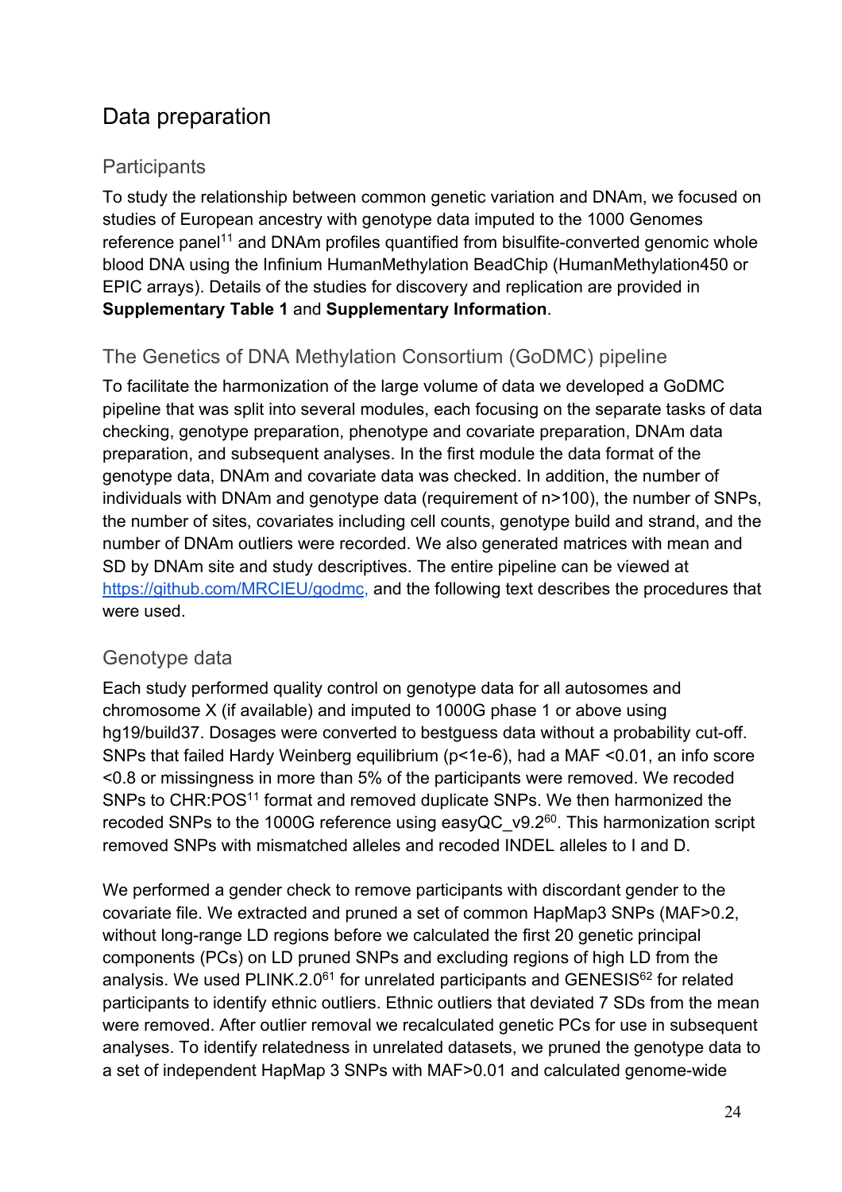# Data preparation

## Participants

To study the relationship between common genetic variation and DNAm, we focused on studies of European ancestry with genotype data imputed to the 1000 Genomes reference panel[11] and DNAm profiles quantified from bisulfite-converted genomic whole blood DNA using the Infinium HumanMethylation BeadChip (HumanMethylation450 or EPIC arrays). Details of the studies for discovery and replication are provided in **Supplementary Table 1** and **Supplementary Information**.

## The Genetics of DNA Methylation Consortium (GoDMC) pipeline

To facilitate the harmonization of the large volume of data we developed a GoDMC pipeline that was split into several modules, each focusing on the separate tasks of data checking, genotype preparation, phenotype and covariate preparation, DNAm data preparation, and subsequent analyses. In the first module the data format of the genotype data, DNAm and covariate data was checked. In addition, the number of individuals with DNAm and genotype data (requirement of n>100), the number of SNPs, the number of sites, covariates including cell counts, genotype build and strand, and the number of DNAm outliers were recorded. We also generated matrices with mean and SD by DNAm site and study descriptives. The entire pipeline can be viewed at https://github.com/MRCIEU/godmc, and the following text describes the procedures that were used.

## Genotype data

Each study performed quality control on genotype data for all autosomes and chromosome X (if available) and imputed to 1000G phase 1 or above using hg19/build37. Dosages were converted to bestguess data without a probability cut-off. SNPs that failed Hardy Weinberg equilibrium (p<1e-6), had a MAF <0.01, an info score <0.8 or missingness in more than 5% of the participants were removed. We recoded SNPs to CHR:POS[11] format and removed duplicate SNPs. We then harmonized the recoded SNPs to the 1000G reference using easyQC_v9.2[60]. This harmonization script removed SNPs with mismatched alleles and recoded INDEL alleles to I and D.

We performed a gender check to remove participants with discordant gender to the covariate file. We extracted and pruned a set of common HapMap3 SNPs (MAF>0.2, without long-range LD regions before we calculated the first 20 genetic principal components (PCs) on LD pruned SNPs and excluding regions of high LD from the analysis. We used PLINK.2.0[61] for unrelated participants and GENESIS[62] for related participants to identify ethnic outliers. Ethnic outliers that deviated 7 SDs from the mean were removed. After outlier removal we recalculated genetic PCs for use in subsequent analyses. To identify relatedness in unrelated datasets, we pruned the genotype data to a set of independent HapMap 3 SNPs with MAF>0.01 and calculated genome-wide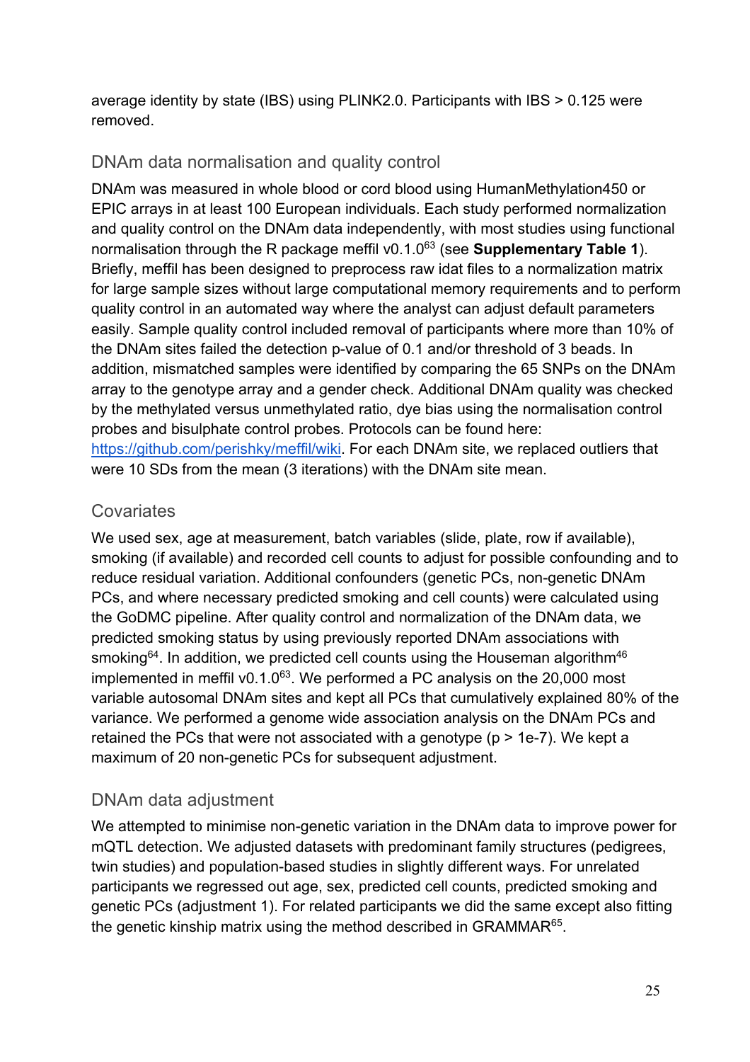average identity by state (IBS) using PLINK2.0. Participants with IBS > 0.125 were removed.

## DNAm data normalisation and quality control

DNAm was measured in whole blood or cord blood using HumanMethylation450 or EPIC arrays in at least 100 European individuals. Each study performed normalization and quality control on the DNAm data independently, with most studies using functional normalisation through the R package meffil v0.1.0[63] (see **Supplementary Table 1**). Briefly, meffil has been designed to preprocess raw idat files to a normalization matrix for large sample sizes without large computational memory requirements and to perform quality control in an automated way where the analyst can adjust default parameters easily. Sample quality control included removal of participants where more than 10% of the DNAm sites failed the detection p-value of 0.1 and/or threshold of 3 beads. In addition, mismatched samples were identified by comparing the 65 SNPs on the DNAm array to the genotype array and a gender check. Additional DNAm quality was checked by the methylated versus unmethylated ratio, dye bias using the normalisation control probes and bisulphate control probes. Protocols can be found here: https://github.com/perishky/meffil/wiki. For each DNAm site, we replaced outliers that were 10 SDs from the mean (3 iterations) with the DNAm site mean.

## Covariates

We used sex, age at measurement, batch variables (slide, plate, row if available), smoking (if available) and recorded cell counts to adjust for possible confounding and to reduce residual variation. Additional confounders (genetic PCs, non-genetic DNAm PCs, and where necessary predicted smoking and cell counts) were calculated using the GoDMC pipeline. After quality control and normalization of the DNAm data, we predicted smoking status by using previously reported DNAm associations with smoking[64]. In addition, we predicted cell counts using the Houseman algorithm[46] implemented in meffil v0.1.0[63]. We performed a PC analysis on the 20,000 most variable autosomal DNAm sites and kept all PCs that cumulatively explained 80% of the variance. We performed a genome wide association analysis on the DNAm PCs and retained the PCs that were not associated with a genotype ($p > 1e\text{-}7$). We kept a maximum of 20 non-genetic PCs for subsequent adjustment.

## DNAm data adjustment

We attempted to minimise non-genetic variation in the DNAm data to improve power for mQTL detection. We adjusted datasets with predominant family structures (pedigrees, twin studies) and population-based studies in slightly different ways. For unrelated participants we regressed out age, sex, predicted cell counts, predicted smoking and genetic PCs (adjustment 1). For related participants we did the same except also fitting the genetic kinship matrix using the method described in GRAMMAR[65].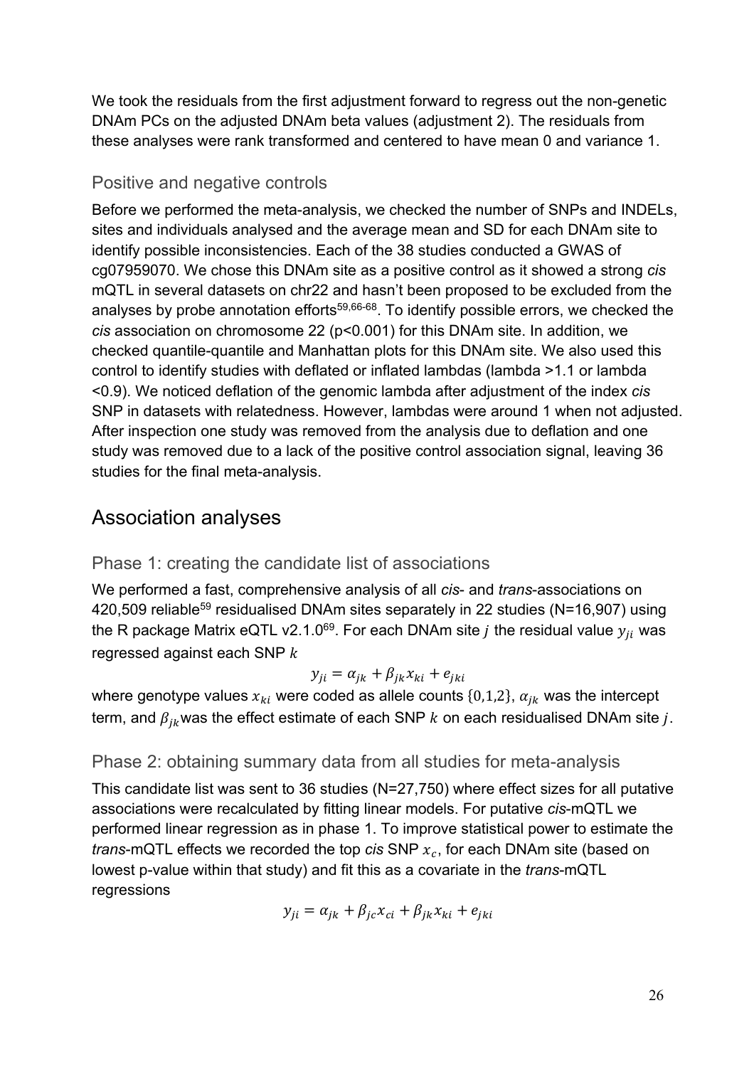We took the residuals from the first adjustment forward to regress out the non-genetic DNAm PCs on the adjusted DNAm beta values (adjustment 2). The residuals from these analyses were rank transformed and centered to have mean 0 and variance 1.

### Positive and negative controls

Before we performed the meta-analysis, we checked the number of SNPs and INDELs, sites and individuals analysed and the average mean and SD for each DNAm site to identify possible inconsistencies. Each of the 38 studies conducted a GWAS of cg07959070. We chose this DNAm site as a positive control as it showed a strong *cis* mQTL in several datasets on chr22 and hasn't been proposed to be excluded from the analyses by probe annotation efforts[59,66-68]. To identify possible errors, we checked the *cis* association on chromosome 22 (p<0.001) for this DNAm site. In addition, we checked quantile-quantile and Manhattan plots for this DNAm site. We also used this control to identify studies with deflated or inflated lambdas (lambda >1.1 or lambda <0.9). We noticed deflation of the genomic lambda after adjustment of the index *cis* SNP in datasets with relatedness. However, lambdas were around 1 when not adjusted. After inspection one study was removed from the analysis due to deflation and one study was removed due to a lack of the positive control association signal, leaving 36 studies for the final meta-analysis.

## Association analyses

### Phase 1: creating the candidate list of associations

We performed a fast, comprehensive analysis of all *cis*- and *trans*-associations on 420,509 reliable[59] residualised DNAm sites separately in 22 studies (N=16,907) using the R package Matrix eQTL v2.1.0[69]. For each DNAm site $j$ the residual value $y_{ji}$ was regressed against each SNP $k$

$$y_{ji} = \alpha_{jk} + \beta_{jk} x_{ki} + e_{jki}$$

where genotype values $x_{ki}$ were coded as allele counts $\{0,1,2\}$, $\alpha_{jk}$ was the intercept term, and $\beta_{jk}$ was the effect estimate of each SNP $k$ on each residualised DNAm site $j$.

### Phase 2: obtaining summary data from all studies for meta-analysis

This candidate list was sent to 36 studies (N=27,750) where effect sizes for all putative associations were recalculated by fitting linear models. For putative *cis*-mQTL we performed linear regression as in phase 1. To improve statistical power to estimate the *trans*-mQTL effects we recorded the top *cis* SNP $x_c$, for each DNAm site (based on lowest p-value within that study) and fit this as a covariate in the *trans*-mQTL regressions

$$y_{ji} = \alpha_{jk} + \beta_{jc} x_{ci} + \beta_{jk} x_{ki} + e_{jki}$$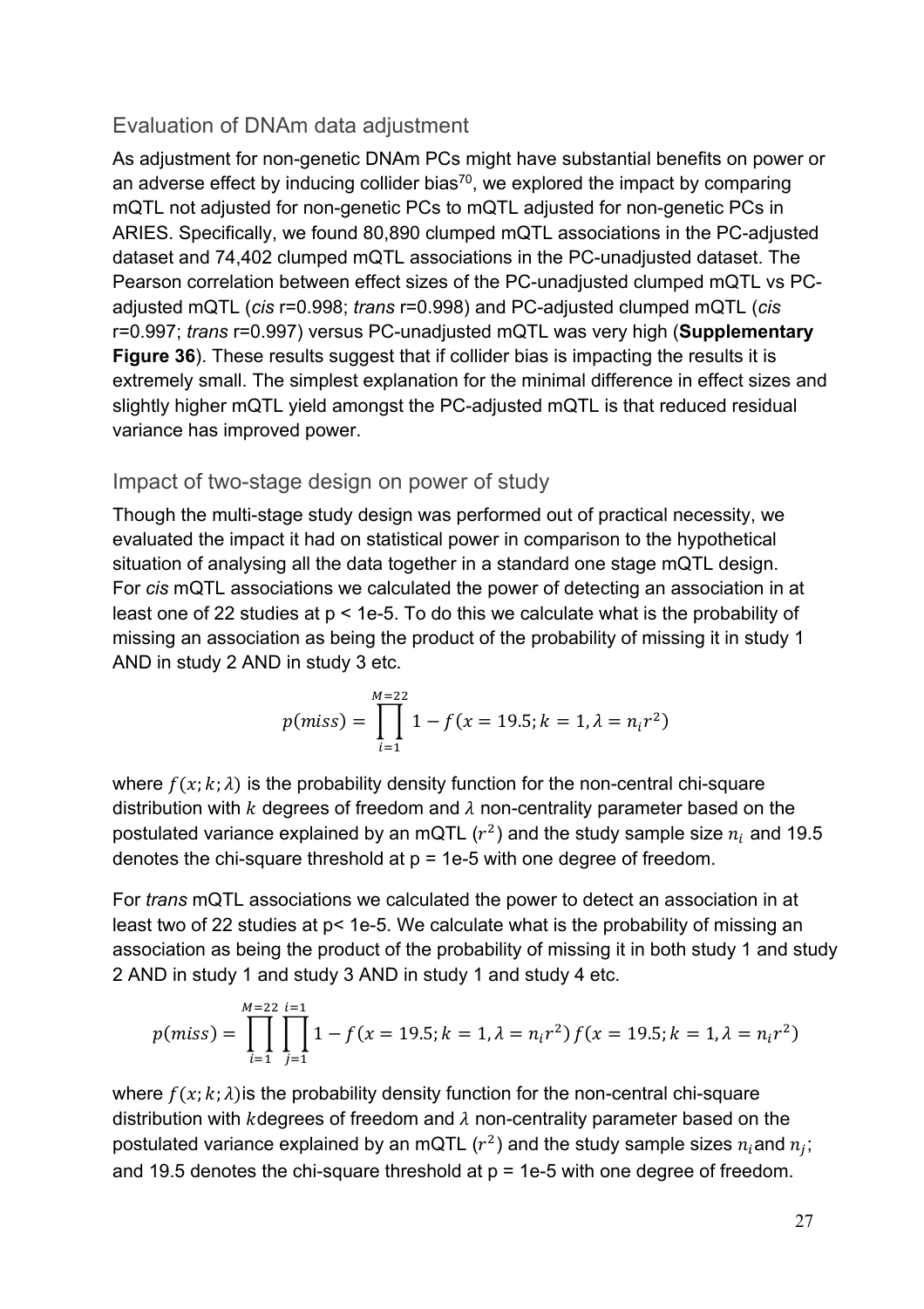## Evaluation of DNAm data adjustment

As adjustment for non-genetic DNAm PCs might have substantial benefits on power or an adverse effect by inducing collider bias[70], we explored the impact by comparing mQTL not adjusted for non-genetic PCs to mQTL adjusted for non-genetic PCs in ARIES. Specifically, we found 80,890 clumped mQTL associations in the PC-adjusted dataset and 74,402 clumped mQTL associations in the PC-unadjusted dataset. The Pearson correlation between effect sizes of the PC-unadjusted clumped mQTL vs PC-adjusted mQTL (*cis* r=0.998; *trans* r=0.998) and PC-adjusted clumped mQTL (*cis* r=0.997; *trans* r=0.997) versus PC-unadjusted mQTL was very high (**Supplementary Figure 36**). These results suggest that if collider bias is impacting the results it is extremely small. The simplest explanation for the minimal difference in effect sizes and slightly higher mQTL yield amongst the PC-adjusted mQTL is that reduced residual variance has improved power.

## Impact of two-stage design on power of study

Though the multi-stage study design was performed out of practical necessity, we evaluated the impact it had on statistical power in comparison to the hypothetical situation of analysing all the data together in a standard one stage mQTL design. For *cis* mQTL associations we calculated the power of detecting an association in at least one of 22 studies at p < 1e-5. To do this we calculate what is the probability of missing an association as being the product of the probability of missing it in study 1 AND in study 2 AND in study 3 etc.

$$p(miss) = \prod_{i=1}^{M=22} 1 - f(x = 19.5; k = 1, \lambda = n_i r^2)$$

where $f(x; k; \lambda)$ is the probability density function for the non-central chi-square distribution with $k$ degrees of freedom and $\lambda$ non-centrality parameter based on the postulated variance explained by an mQTL ($r^2$) and the study sample size $n_i$ and 19.5 denotes the chi-square threshold at p = 1e-5 with one degree of freedom.

For *trans* mQTL associations we calculated the power to detect an association in at least two of 22 studies at p< 1e-5. We calculate what is the probability of missing an association as being the product of the probability of missing it in both study 1 and study 2 AND in study 1 and study 3 AND in study 1 and study 4 etc.

$$p(miss) = \prod_{i=1}^{M=22} \prod_{j=1}^{i=1} 1 - f(x = 19.5; k = 1, \lambda = n_i r^2)\, f(x = 19.5; k = 1, \lambda = n_i r^2)$$

where $f(x; k; \lambda)$is the probability density function for the non-central chi-square distribution with $k$degrees of freedom and $\lambda$ non-centrality parameter based on the postulated variance explained by an mQTL ($r^2$) and the study sample sizes $n_i$and $n_j$; and 19.5 denotes the chi-square threshold at p = 1e-5 with one degree of freedom.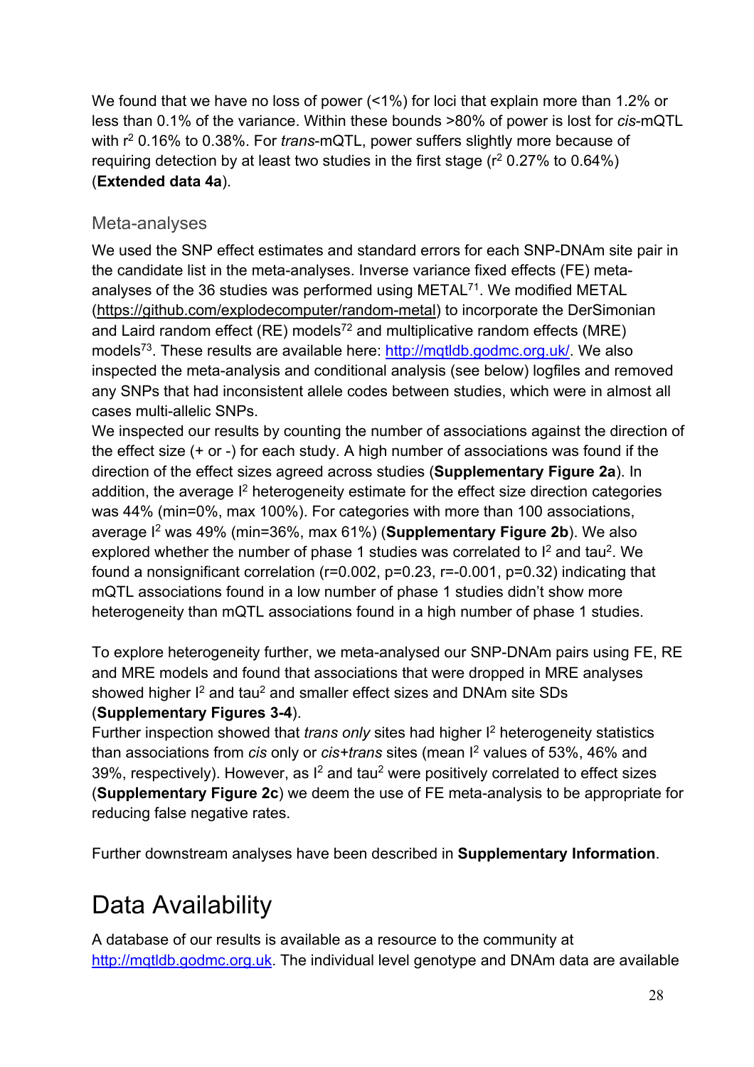We found that we have no loss of power (<1%) for loci that explain more than 1.2% or less than 0.1% of the variance. Within these bounds >80% of power is lost for *cis*-mQTL with $r^2$ 0.16% to 0.38%. For *trans*-mQTL, power suffers slightly more because of requiring detection by at least two studies in the first stage ($r^2$ 0.27% to 0.64%) (**Extended data 4a**).

## Meta-analyses

We used the SNP effect estimates and standard errors for each SNP-DNAm site pair in the candidate list in the meta-analyses. Inverse variance fixed effects (FE) meta-analyses of the 36 studies was performed using METAL[71]. We modified METAL (https://github.com/explodecomputer/random-metal) to incorporate the DerSimonian and Laird random effect (RE) models[72] and multiplicative random effects (MRE) models[73]. These results are available here: http://mqtldb.godmc.org.uk/. We also inspected the meta-analysis and conditional analysis (see below) logfiles and removed any SNPs that had inconsistent allele codes between studies, which were in almost all cases multi-allelic SNPs.

We inspected our results by counting the number of associations against the direction of the effect size (+ or -) for each study. A high number of associations was found if the direction of the effect sizes agreed across studies (**Supplementary Figure 2a**). In addition, the average $I^2$ heterogeneity estimate for the effect size direction categories was 44% (min=0%, max 100%). For categories with more than 100 associations, average $I^2$ was 49% (min=36%, max 61%) (**Supplementary Figure 2b**). We also explored whether the number of phase 1 studies was correlated to $I^2$ and $tau^2$. We found a nonsignificant correlation ($r=0.002$, $p=0.23$, $r=-0.001$, $p=0.32$) indicating that mQTL associations found in a low number of phase 1 studies didn't show more heterogeneity than mQTL associations found in a high number of phase 1 studies.

To explore heterogeneity further, we meta-analysed our SNP-DNAm pairs using FE, RE and MRE models and found that associations that were dropped in MRE analyses showed higher $I^2$ and $tau^2$ and smaller effect sizes and DNAm site SDs (**Supplementary Figures 3-4**).

Further inspection showed that *trans only* sites had higher $I^2$ heterogeneity statistics than associations from *cis* only or *cis+trans* sites (mean $I^2$ values of 53%, 46% and 39%, respectively). However, as $I^2$ and $tau^2$ were positively correlated to effect sizes (**Supplementary Figure 2c**) we deem the use of FE meta-analysis to be appropriate for reducing false negative rates.

Further downstream analyses have been described in **Supplementary Information**.

# Data Availability

A database of our results is available as a resource to the community at http://mqtldb.godmc.org.uk. The individual level genotype and DNAm data are available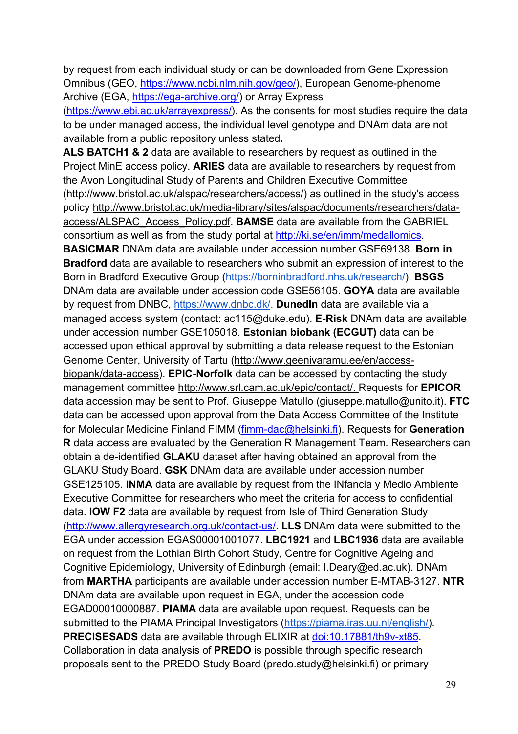by request from each individual study or can be downloaded from Gene Expression Omnibus (GEO, https://www.ncbi.nlm.nih.gov/geo/), European Genome-phenome Archive (EGA, https://ega-archive.org/) or Array Express (https://www.ebi.ac.uk/arrayexpress/). As the consents for most studies require the data to be under managed access, the individual level genotype and DNAm data are not available from a public repository unless stated**.**

**ALS BATCH1 & 2** data are available to researchers by request as outlined in the Project MinE access policy. **ARIES** data are available to researchers by request from the Avon Longitudinal Study of Parents and Children Executive Committee (http://www.bristol.ac.uk/alspac/researchers/access/) as outlined in the study's access policy http://www.bristol.ac.uk/media-library/sites/alspac/documents/researchers/data-access/ALSPAC_Access_Policy.pdf. **BAMSE** data are available from the GABRIEL consortium as well as from the study portal at http://ki.se/en/imm/medallomics. **BASICMAR** DNAm data are available under accession number GSE69138. **Born in Bradford** data are available to researchers who submit an expression of interest to the Born in Bradford Executive Group (https://borninbradford.nhs.uk/research/). **BSGS** DNAm data are available under accession code GSE56105. **GOYA** data are available by request from DNBC, https://www.dnbc.dk/. **DunedIn** data are available via a managed access system (contact: ac115@duke.edu). **E-Risk** DNAm data are available under accession number GSE105018. **Estonian biobank (ECGUT)** data can be accessed upon ethical approval by submitting a data release request to the Estonian Genome Center, University of Tartu (http://www.geenivaramu.ee/en/access-biopank/data-access). **EPIC-Norfolk** data can be accessed by contacting the study management committee http://www.srl.cam.ac.uk/epic/contact/. Requests for **EPICOR** data accession may be sent to Prof. Giuseppe Matullo (giuseppe.matullo@unito.it). **FTC** data can be accessed upon approval from the Data Access Committee of the Institute for Molecular Medicine Finland FIMM (fimm-dac@helsinki.fi). Requests for **Generation R** data access are evaluated by the Generation R Management Team. Researchers can obtain a de-identified **GLAKU** dataset after having obtained an approval from the GLAKU Study Board. **GSK** DNAm data are available under accession number GSE125105. **INMA** data are available by request from the INfancia y Medio Ambiente Executive Committee for researchers who meet the criteria for access to confidential data. **IOW F2** data are available by request from Isle of Third Generation Study (http://www.allergyresearch.org.uk/contact-us/. **LLS** DNAm data were submitted to the EGA under accession EGAS00001001077. **LBC1921** and **LBC1936** data are available on request from the Lothian Birth Cohort Study, Centre for Cognitive Ageing and Cognitive Epidemiology, University of Edinburgh (email: I.Deary@ed.ac.uk). DNAm from **MARTHA** participants are available under accession number E-MTAB-3127. **NTR** DNAm data are available upon request in EGA, under the accession code EGAD00010000887. **PIAMA** data are available upon request. Requests can be submitted to the PIAMA Principal Investigators (https://piama.iras.uu.nl/english/). **PRECISESADS** data are available through ELIXIR at doi:10.17881/th9v-xt85. Collaboration in data analysis of **PREDO** is possible through specific research proposals sent to the PREDO Study Board (predo.study@helsinki.fi) or primary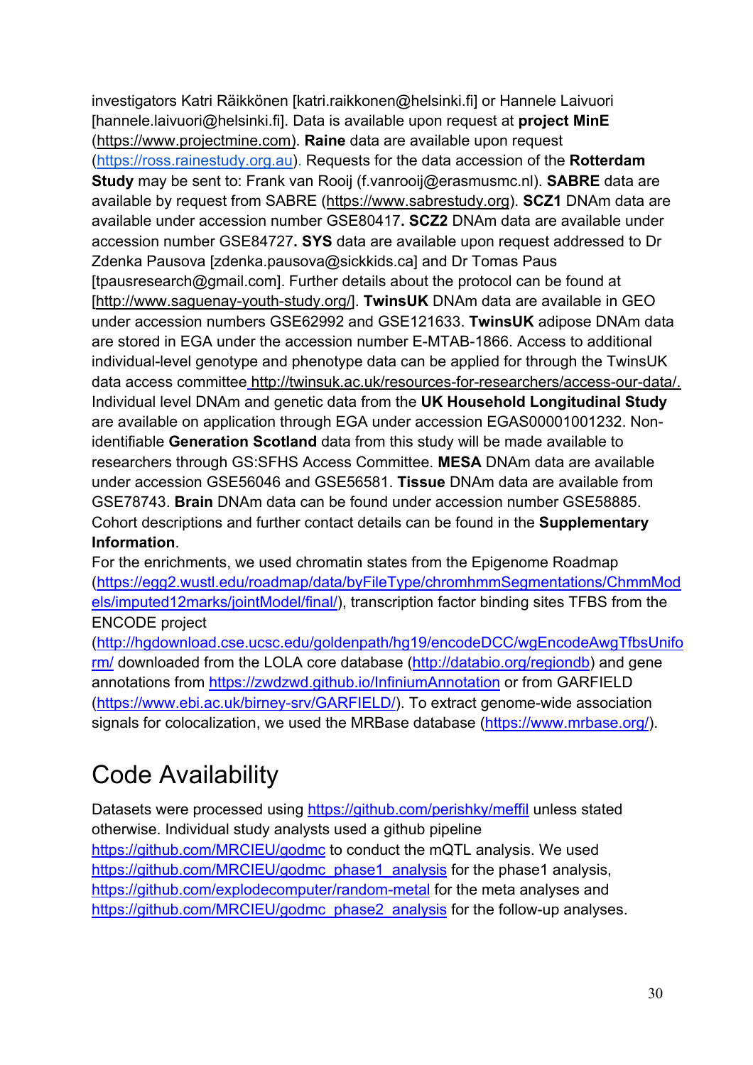investigators Katri Räikkönen [katri.raikkonen@helsinki.fi] or Hannele Laivuori [hannele.laivuori@helsinki.fi]. Data is available upon request at **project MinE** (https://www.projectmine.com). **Raine** data are available upon request (https://ross.rainestudy.org.au). Requests for the data accession of the **Rotterdam Study** may be sent to: Frank van Rooij (f.vanrooij@erasmusmc.nl). **SABRE** data are available by request from SABRE (https://www.sabrestudy.org). **SCZ1** DNAm data are available under accession number GSE80417**. SCZ2** DNAm data are available under accession number GSE84727**. SYS** data are available upon request addressed to Dr Zdenka Pausova [zdenka.pausova@sickkids.ca] and Dr Tomas Paus [tpausresearch@gmail.com]. Further details about the protocol can be found at [http://www.saguenay-youth-study.org/]. **TwinsUK** DNAm data are available in GEO under accession numbers GSE62992 and GSE121633. **TwinsUK** adipose DNAm data are stored in EGA under the accession number E-MTAB-1866. Access to additional individual-level genotype and phenotype data can be applied for through the TwinsUK data access committee http://twinsuk.ac.uk/resources-for-researchers/access-our-data/. Individual level DNAm and genetic data from the **UK Household Longitudinal Study** are available on application through EGA under accession EGAS00001001232. Non-identifiable **Generation Scotland** data from this study will be made available to researchers through GS:SFHS Access Committee. **MESA** DNAm data are available under accession GSE56046 and GSE56581. **Tissue** DNAm data are available from GSE78743. **Brain** DNAm data can be found under accession number GSE58885. Cohort descriptions and further contact details can be found in the **Supplementary Information**.

For the enrichments, we used chromatin states from the Epigenome Roadmap (https://egg2.wustl.edu/roadmap/data/byFileType/chromhmmSegmentations/ChmmModels/imputed12marks/jointModel/final/), transcription factor binding sites TFBS from the ENCODE project (http://hgdownload.cse.ucsc.edu/goldenpath/hg19/encodeDCC/wgEncodeAwgTfbsUniform/ downloaded from the LOLA core database (http://databio.org/regiondb) and gene annotations from https://zwdzwd.github.io/InfiniumAnnotation or from GARFIELD (https://www.ebi.ac.uk/birney-srv/GARFIELD/). To extract genome-wide association signals for colocalization, we used the MRBase database (https://www.mrbase.org/).

# Code Availability

Datasets were processed using https://github.com/perishky/meffil unless stated otherwise. Individual study analysts used a github pipeline https://github.com/MRCIEU/godmc to conduct the mQTL analysis. We used https://github.com/MRCIEU/godmc_phase1_analysis for the phase1 analysis, https://github.com/explodecomputer/random-metal for the meta analyses and https://github.com/MRCIEU/godmc_phase2_analysis for the follow-up analyses.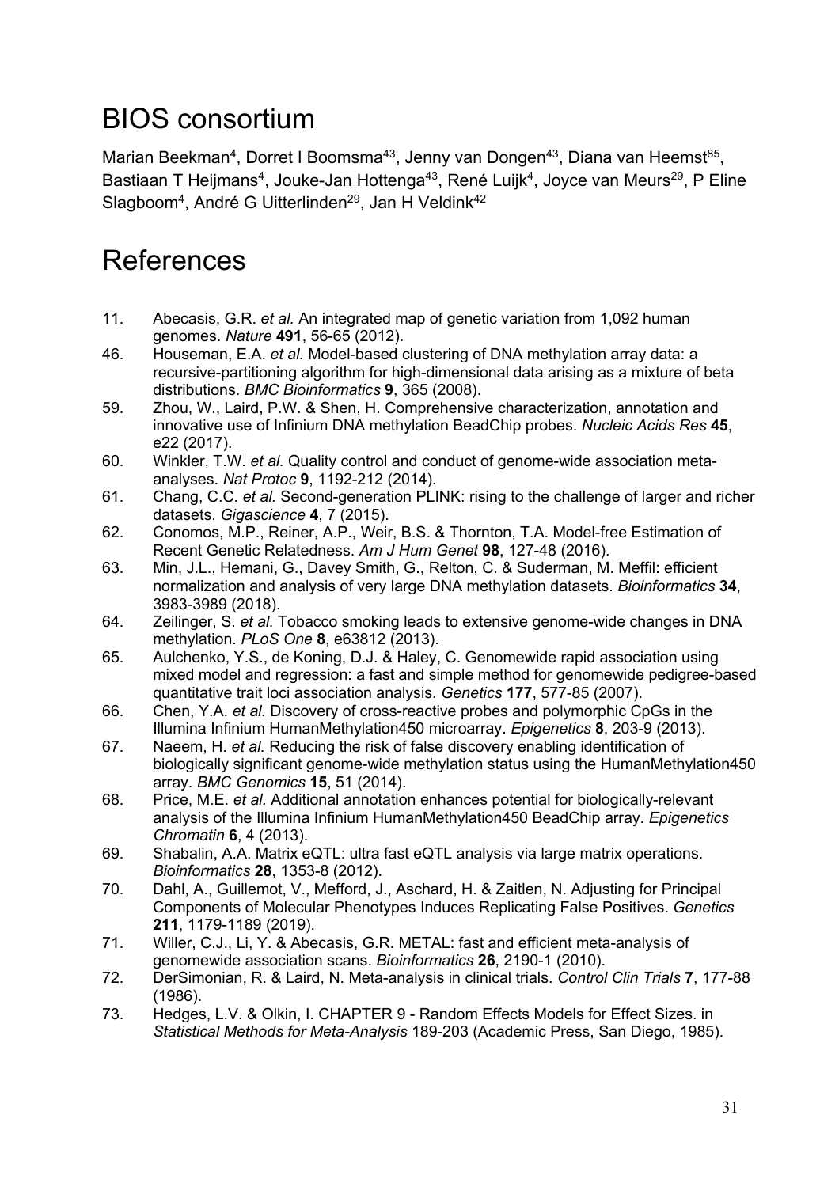# BIOS consortium

Marian Beekman[4], Dorret I Boomsma[43], Jenny van Dongen[43], Diana van Heemst[85], Bastiaan T Heijmans[4], Jouke-Jan Hottenga[43], René Luijk[4], Joyce van Meurs[29], P Eline Slagboom[4], André G Uitterlinden[29], Jan H Veldink[42]

# References

11. Abecasis, G.R. *et al.* An integrated map of genetic variation from 1,092 human genomes. *Nature* **491**, 56-65 (2012).
46. Houseman, E.A. *et al.* Model-based clustering of DNA methylation array data: a recursive-partitioning algorithm for high-dimensional data arising as a mixture of beta distributions. *BMC Bioinformatics* **9**, 365 (2008).
59. Zhou, W., Laird, P.W. & Shen, H. Comprehensive characterization, annotation and innovative use of Infinium DNA methylation BeadChip probes. *Nucleic Acids Res* **45**, e22 (2017).
60. Winkler, T.W. *et al.* Quality control and conduct of genome-wide association meta-analyses. *Nat Protoc* **9**, 1192-212 (2014).
61. Chang, C.C. *et al.* Second-generation PLINK: rising to the challenge of larger and richer datasets. *Gigascience* **4**, 7 (2015).
62. Conomos, M.P., Reiner, A.P., Weir, B.S. & Thornton, T.A. Model-free Estimation of Recent Genetic Relatedness. *Am J Hum Genet* **98**, 127-48 (2016).
63. Min, J.L., Hemani, G., Davey Smith, G., Relton, C. & Suderman, M. Meffil: efficient normalization and analysis of very large DNA methylation datasets. *Bioinformatics* **34**, 3983-3989 (2018).
64. Zeilinger, S. *et al.* Tobacco smoking leads to extensive genome-wide changes in DNA methylation. *PLoS One* **8**, e63812 (2013).
65. Aulchenko, Y.S., de Koning, D.J. & Haley, C. Genomewide rapid association using mixed model and regression: a fast and simple method for genomewide pedigree-based quantitative trait loci association analysis. *Genetics* **177**, 577-85 (2007).
66. Chen, Y.A. *et al.* Discovery of cross-reactive probes and polymorphic CpGs in the Illumina Infinium HumanMethylation450 microarray. *Epigenetics* **8**, 203-9 (2013).
67. Naeem, H. *et al.* Reducing the risk of false discovery enabling identification of biologically significant genome-wide methylation status using the HumanMethylation450 array. *BMC Genomics* **15**, 51 (2014).
68. Price, M.E. *et al.* Additional annotation enhances potential for biologically-relevant analysis of the Illumina Infinium HumanMethylation450 BeadChip array. *Epigenetics Chromatin* **6**, 4 (2013).
69. Shabalin, A.A. Matrix eQTL: ultra fast eQTL analysis via large matrix operations. *Bioinformatics* **28**, 1353-8 (2012).
70. Dahl, A., Guillemot, V., Mefford, J., Aschard, H. & Zaitlen, N. Adjusting for Principal Components of Molecular Phenotypes Induces Replicating False Positives. *Genetics* **211**, 1179-1189 (2019).
71. Willer, C.J., Li, Y. & Abecasis, G.R. METAL: fast and efficient meta-analysis of genomewide association scans. *Bioinformatics* **26**, 2190-1 (2010).
72. DerSimonian, R. & Laird, N. Meta-analysis in clinical trials. *Control Clin Trials* **7**, 177-88 (1986).
73. Hedges, L.V. & Olkin, I. CHAPTER 9 - Random Effects Models for Effect Sizes. in *Statistical Methods for Meta-Analysis* 189-203 (Academic Press, San Diego, 1985).